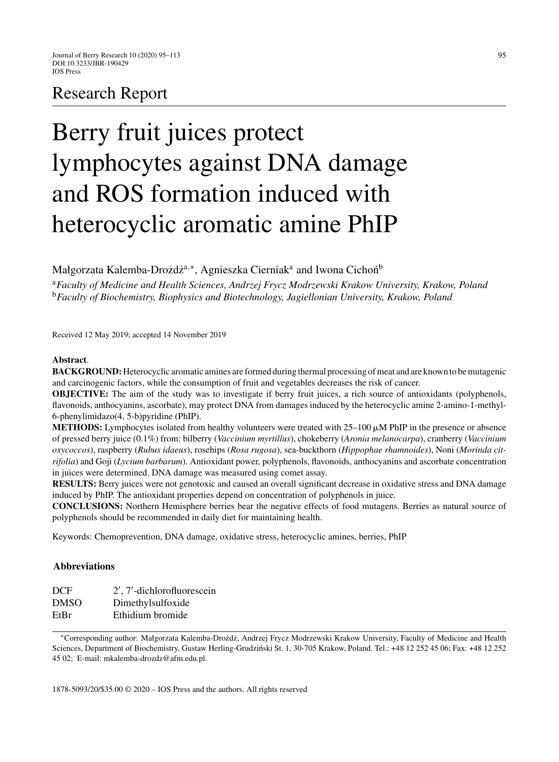Research Report

# Berry fruit juices protect lymphocytes against DNA damage and ROS formation induced with heterocyclic aromatic amine PhIP

Małgorzata Kalemba-Drożdż[a,*], Agnieszka Cierniak[a] and Iwona Cichoń[b]

[a] *Faculty of Medicine and Health Sciences, Andrzej Frycz Modrzewski Krakow University, Krakow, Poland*
[b] *Faculty of Biochemistry, Biophysics and Biotechnology, Jagiellonian University, Krakow, Poland*

Received 12 May 2019; accepted 14 November 2019

**Abstract**.

**BACKGROUND:** Heterocyclic aromatic amines are formed during thermal processing of meat and are known to be mutagenic and carcinogenic factors, while the consumption of fruit and vegetables decreases the risk of cancer.

**OBJECTIVE:** The aim of the study was to investigate if berry fruit juices, a rich source of antioxidants (polyphenols, flavonoids, anthocyanins, ascorbate), may protect DNA from damages induced by the heterocyclic amine 2-amino-1-methyl-6-phenylimidazo(4, 5-b)pyridine (PhIP).

**METHODS:** Lymphocytes isolated from healthy volunteers were treated with 25–100 μM PhIP in the presence or absence of pressed berry juice (0.1%) from: bilberry (*Vaccinium myrtillus*), chokeberry (*Aronia melanocarpa*), cranberry (*Vaccinium oxycoccos*), raspberry (*Rubus idaeus*), rosehips (*Rosa rugosa*), sea-buckthorn (*Hippophae rhamnoides*), Noni (*Morinda citrifolia*) and Goji (*Lycium barbarum*). Antioxidant power, polyphenols, flavonoids, anthocyanins and ascorbate concentration in juices were determined. DNA damage was measured using comet assay.

**RESULTS:** Berry juices were not genotoxic and caused an overall significant decrease in oxidative stress and DNA damage induced by PhIP. The antioxidant properties depend on concentration of polyphenols in juice.

**CONCLUSIONS:** Northern Hemisphere berries bear the negative effects of food mutagens. Berries as natural source of polyphenols should be recommended in daily diet for maintaining health.

Keywords: Chemoprevention, DNA damage, oxidative stress, heterocyclic amines, berries, PhIP

## Abbreviations

| | |
|---|---|
| DCF | 2′, 7′-dichlorofluorescein |
| DMSO | Dimethylsulfoxide |
| EtBr | Ethidium bromide |

*Corresponding author: Małgorzata Kalemba-Drożdż, Andrzej Frycz Modrzewski Krakow University, Faculty of Medicine and Health Sciences, Department of Biochemistry, Gustaw Herling-Grudziński St. 1, 30-705 Krakow, Poland. Tel.: +48 12 252 45 06; Fax: +48 12 252 45 02; E-mail: mkalemba-drozdz@afm.edu.pl.

1878-5093/20/$35.00 © 2020 – IOS Press and the authors. All rights reserved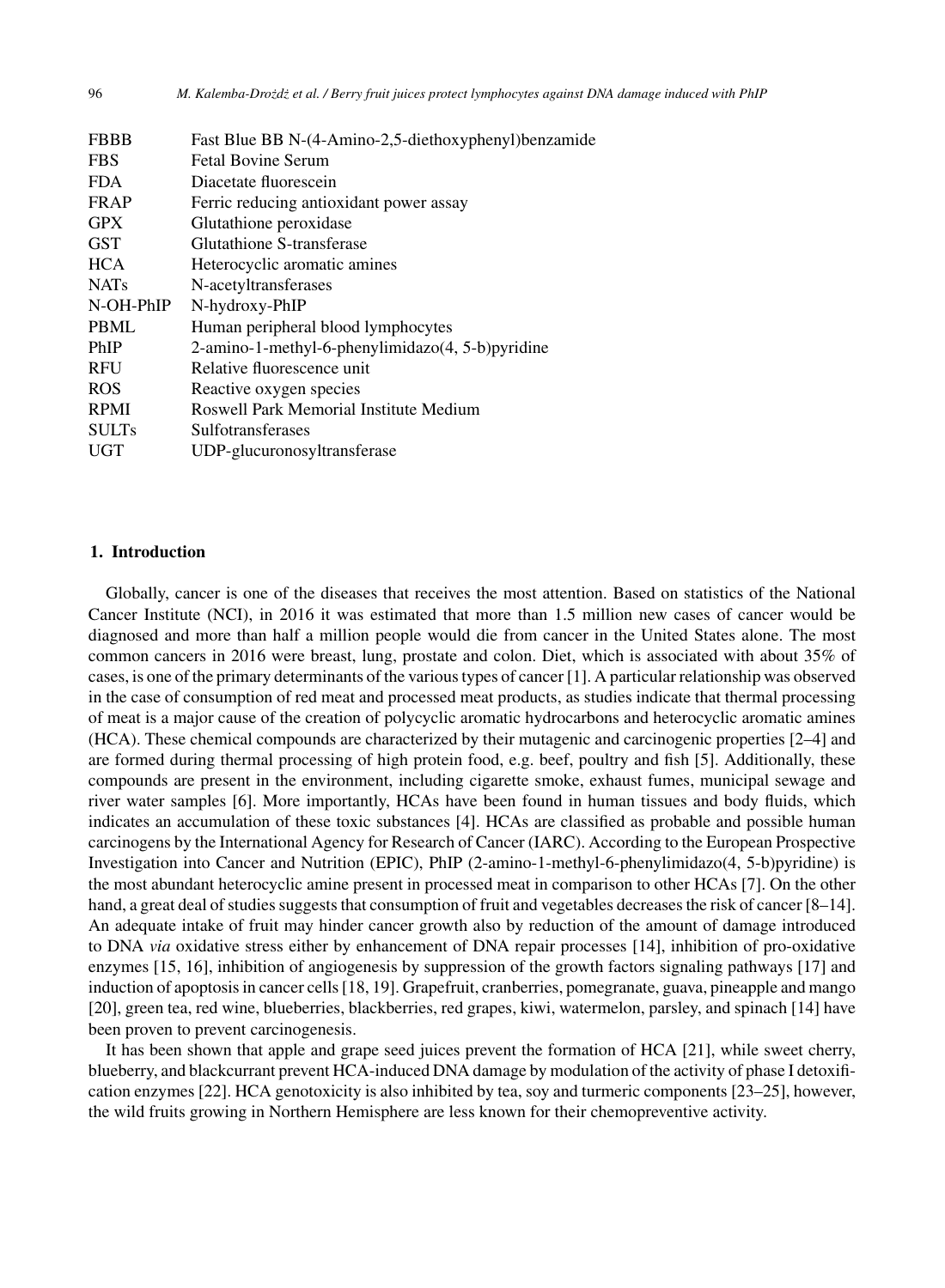| | |
|---|---|
| FBBB | Fast Blue BB N-(4-Amino-2,5-diethoxyphenyl)benzamide |
| FBS | Fetal Bovine Serum |
| FDA | Diacetate fluorescein |
| FRAP | Ferric reducing antioxidant power assay |
| GPX | Glutathione peroxidase |
| GST | Glutathione S-transferase |
| HCA | Heterocyclic aromatic amines |
| NATs | N-acetyltransferases |
| N-OH-PhIP | N-hydroxy-PhIP |
| PBML | Human peripheral blood lymphocytes |
| PhIP | 2-amino-1-methyl-6-phenylimidazo(4, 5-b)pyridine |
| RFU | Relative fluorescence unit |
| ROS | Reactive oxygen species |
| RPMI | Roswell Park Memorial Institute Medium |
| SULTs | Sulfotransferases |
| UGT | UDP-glucuronosyltransferase |

## 1. Introduction

Globally, cancer is one of the diseases that receives the most attention. Based on statistics of the National Cancer Institute (NCI), in 2016 it was estimated that more than 1.5 million new cases of cancer would be diagnosed and more than half a million people would die from cancer in the United States alone. The most common cancers in 2016 were breast, lung, prostate and colon. Diet, which is associated with about 35% of cases, is one of the primary determinants of the various types of cancer [1]. A particular relationship was observed in the case of consumption of red meat and processed meat products, as studies indicate that thermal processing of meat is a major cause of the creation of polycyclic aromatic hydrocarbons and heterocyclic aromatic amines (HCA). These chemical compounds are characterized by their mutagenic and carcinogenic properties [2–4] and are formed during thermal processing of high protein food, e.g. beef, poultry and fish [5]. Additionally, these compounds are present in the environment, including cigarette smoke, exhaust fumes, municipal sewage and river water samples [6]. More importantly, HCAs have been found in human tissues and body fluids, which indicates an accumulation of these toxic substances [4]. HCAs are classified as probable and possible human carcinogens by the International Agency for Research of Cancer (IARC). According to the European Prospective Investigation into Cancer and Nutrition (EPIC), PhIP (2-amino-1-methyl-6-phenylimidazo(4, 5-b)pyridine) is the most abundant heterocyclic amine present in processed meat in comparison to other HCAs [7]. On the other hand, a great deal of studies suggests that consumption of fruit and vegetables decreases the risk of cancer [8–14]. An adequate intake of fruit may hinder cancer growth also by reduction of the amount of damage introduced to DNA *via* oxidative stress either by enhancement of DNA repair processes [14], inhibition of pro-oxidative enzymes [15, 16], inhibition of angiogenesis by suppression of the growth factors signaling pathways [17] and induction of apoptosis in cancer cells [18, 19]. Grapefruit, cranberries, pomegranate, guava, pineapple and mango [20], green tea, red wine, blueberries, blackberries, red grapes, kiwi, watermelon, parsley, and spinach [14] have been proven to prevent carcinogenesis.

It has been shown that apple and grape seed juices prevent the formation of HCA [21], while sweet cherry, blueberry, and blackcurrant prevent HCA-induced DNA damage by modulation of the activity of phase I detoxification enzymes [22]. HCA genotoxicity is also inhibited by tea, soy and turmeric components [23–25], however, the wild fruits growing in Northern Hemisphere are less known for their chemopreventive activity.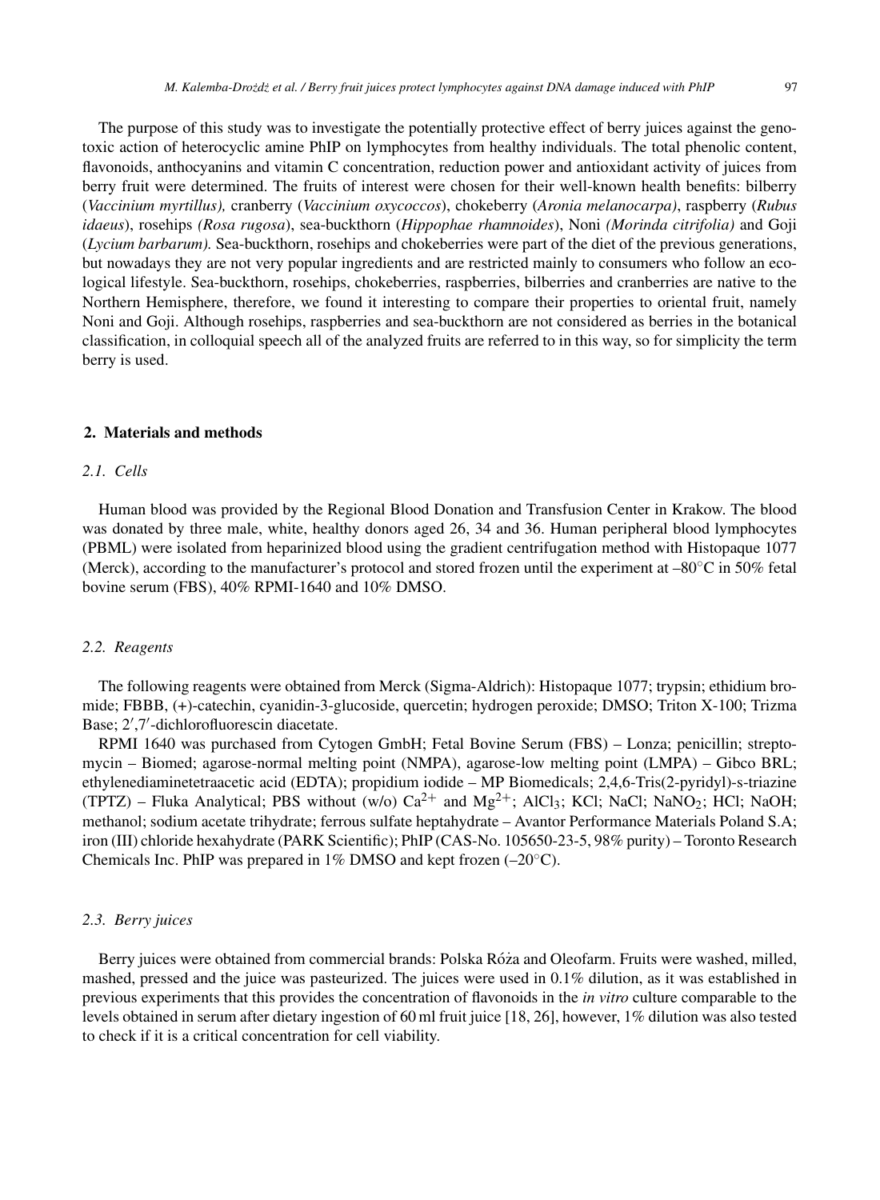The purpose of this study was to investigate the potentially protective effect of berry juices against the genotoxic action of heterocyclic amine PhIP on lymphocytes from healthy individuals. The total phenolic content, flavonoids, anthocyanins and vitamin C concentration, reduction power and antioxidant activity of juices from berry fruit were determined. The fruits of interest were chosen for their well-known health benefits: bilberry (*Vaccinium myrtillus),* cranberry (*Vaccinium oxycoccos*), chokeberry (*Aronia melanocarpa)*, raspberry (*Rubus idaeus*), rosehips *(Rosa rugosa*), sea-buckthorn (*Hippophae rhamnoides*), Noni *(Morinda citrifolia)* and Goji (*Lycium barbarum).* Sea-buckthorn, rosehips and chokeberries were part of the diet of the previous generations, but nowadays they are not very popular ingredients and are restricted mainly to consumers who follow an ecological lifestyle. Sea-buckthorn, rosehips, chokeberries, raspberries, bilberries and cranberries are native to the Northern Hemisphere, therefore, we found it interesting to compare their properties to oriental fruit, namely Noni and Goji. Although rosehips, raspberries and sea-buckthorn are not considered as berries in the botanical classification, in colloquial speech all of the analyzed fruits are referred to in this way, so for simplicity the term berry is used.

## 2. Materials and methods

### *2.1. Cells*

Human blood was provided by the Regional Blood Donation and Transfusion Center in Krakow. The blood was donated by three male, white, healthy donors aged 26, 34 and 36. Human peripheral blood lymphocytes (PBML) were isolated from heparinized blood using the gradient centrifugation method with Histopaque 1077 (Merck), according to the manufacturer's protocol and stored frozen until the experiment at –80°C in 50% fetal bovine serum (FBS), 40% RPMI-1640 and 10% DMSO.

### *2.2. Reagents*

The following reagents were obtained from Merck (Sigma-Aldrich): Histopaque 1077; trypsin; ethidium bromide; FBBB, (+)-catechin, cyanidin-3-glucoside, quercetin; hydrogen peroxide; DMSO; Triton X-100; Trizma Base; 2′,7′-dichlorofluorescin diacetate.

RPMI 1640 was purchased from Cytogen GmbH; Fetal Bovine Serum (FBS) – Lonza; penicillin; streptomycin – Biomed; agarose-normal melting point (NMPA), agarose-low melting point (LMPA) – Gibco BRL; ethylenediaminetetraacetic acid (EDTA); propidium iodide – MP Biomedicals; 2,4,6-Tris(2-pyridyl)-s-triazine (TPTZ) – Fluka Analytical; PBS without (w/o) $Ca^{2+}$ and $Mg^{2+}$; $AlCl_3$; KCl; NaCl; $NaNO_2$; HCl; NaOH; methanol; sodium acetate trihydrate; ferrous sulfate heptahydrate – Avantor Performance Materials Poland S.A; iron (III) chloride hexahydrate (PARK Scientific); PhIP (CAS-No. 105650-23-5, 98% purity) – Toronto Research Chemicals Inc. PhIP was prepared in 1% DMSO and kept frozen (–20°C).

### *2.3. Berry juices*

Berry juices were obtained from commercial brands: Polska Róża and Oleofarm. Fruits were washed, milled, mashed, pressed and the juice was pasteurized. The juices were used in 0.1% dilution, as it was established in previous experiments that this provides the concentration of flavonoids in the *in vitro* culture comparable to the levels obtained in serum after dietary ingestion of 60 ml fruit juice [18, 26], however, 1% dilution was also tested to check if it is a critical concentration for cell viability.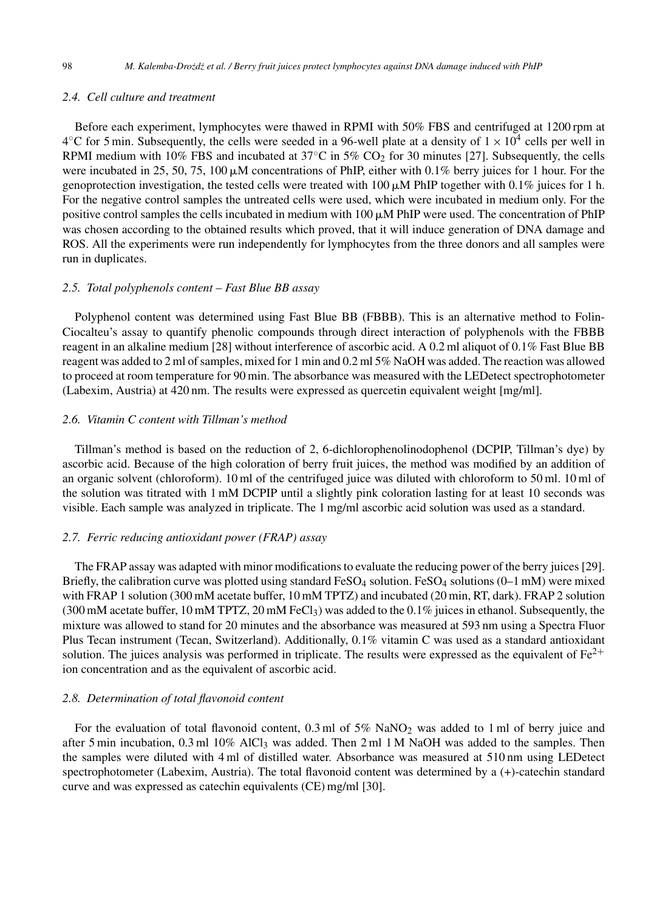### 2.4. Cell culture and treatment

Before each experiment, lymphocytes were thawed in RPMI with 50% FBS and centrifuged at 1200 rpm at 4°C for 5 min. Subsequently, the cells were seeded in a 96-well plate at a density of $1 \times 10^4$ cells per well in RPMI medium with 10% FBS and incubated at 37°C in 5% $CO_2$ for 30 minutes [27]. Subsequently, the cells were incubated in 25, 50, 75, 100 μM concentrations of PhIP, either with 0.1% berry juices for 1 hour. For the genoprotection investigation, the tested cells were treated with 100 μM PhIP together with 0.1% juices for 1 h. For the negative control samples the untreated cells were used, which were incubated in medium only. For the positive control samples the cells incubated in medium with 100 μM PhIP were used. The concentration of PhIP was chosen according to the obtained results which proved, that it will induce generation of DNA damage and ROS. All the experiments were run independently for lymphocytes from the three donors and all samples were run in duplicates.

### 2.5. Total polyphenols content – Fast Blue BB assay

Polyphenol content was determined using Fast Blue BB (FBBB). This is an alternative method to Folin-Ciocalteu's assay to quantify phenolic compounds through direct interaction of polyphenols with the FBBB reagent in an alkaline medium [28] without interference of ascorbic acid. A 0.2 ml aliquot of 0.1% Fast Blue BB reagent was added to 2 ml of samples, mixed for 1 min and 0.2 ml 5% NaOH was added. The reaction was allowed to proceed at room temperature for 90 min. The absorbance was measured with the LEDetect spectrophotometer (Labexim, Austria) at 420 nm. The results were expressed as quercetin equivalent weight [mg/ml].

### 2.6. Vitamin C content with Tillman's method

Tillman's method is based on the reduction of 2, 6-dichlorophenolinodophenol (DCPIP, Tillman's dye) by ascorbic acid. Because of the high coloration of berry fruit juices, the method was modified by an addition of an organic solvent (chloroform). 10 ml of the centrifuged juice was diluted with chloroform to 50 ml. 10 ml of the solution was titrated with 1 mM DCPIP until a slightly pink coloration lasting for at least 10 seconds was visible. Each sample was analyzed in triplicate. The 1 mg/ml ascorbic acid solution was used as a standard.

### 2.7. Ferric reducing antioxidant power (FRAP) assay

The FRAP assay was adapted with minor modifications to evaluate the reducing power of the berry juices [29]. Briefly, the calibration curve was plotted using standard $FeSO_4$ solution. $FeSO_4$ solutions (0–1 mM) were mixed with FRAP 1 solution (300 mM acetate buffer, 10 mM TPTZ) and incubated (20 min, RT, dark). FRAP 2 solution (300 mM acetate buffer, 10 mM TPTZ, 20 mM $FeCl_3$) was added to the 0.1% juices in ethanol. Subsequently, the mixture was allowed to stand for 20 minutes and the absorbance was measured at 593 nm using a Spectra Fluor Plus Tecan instrument (Tecan, Switzerland). Additionally, 0.1% vitamin C was used as a standard antioxidant solution. The juices analysis was performed in triplicate. The results were expressed as the equivalent of $Fe^{2+}$ ion concentration and as the equivalent of ascorbic acid.

### 2.8. Determination of total flavonoid content

For the evaluation of total flavonoid content, 0.3 ml of 5% $NaNO_2$ was added to 1 ml of berry juice and after 5 min incubation, 0.3 ml 10% $AlCl_3$ was added. Then 2 ml 1 M NaOH was added to the samples. Then the samples were diluted with 4 ml of distilled water. Absorbance was measured at 510 nm using LEDetect spectrophotometer (Labexim, Austria). The total flavonoid content was determined by a (+)-catechin standard curve and was expressed as catechin equivalents (CE) mg/ml [30].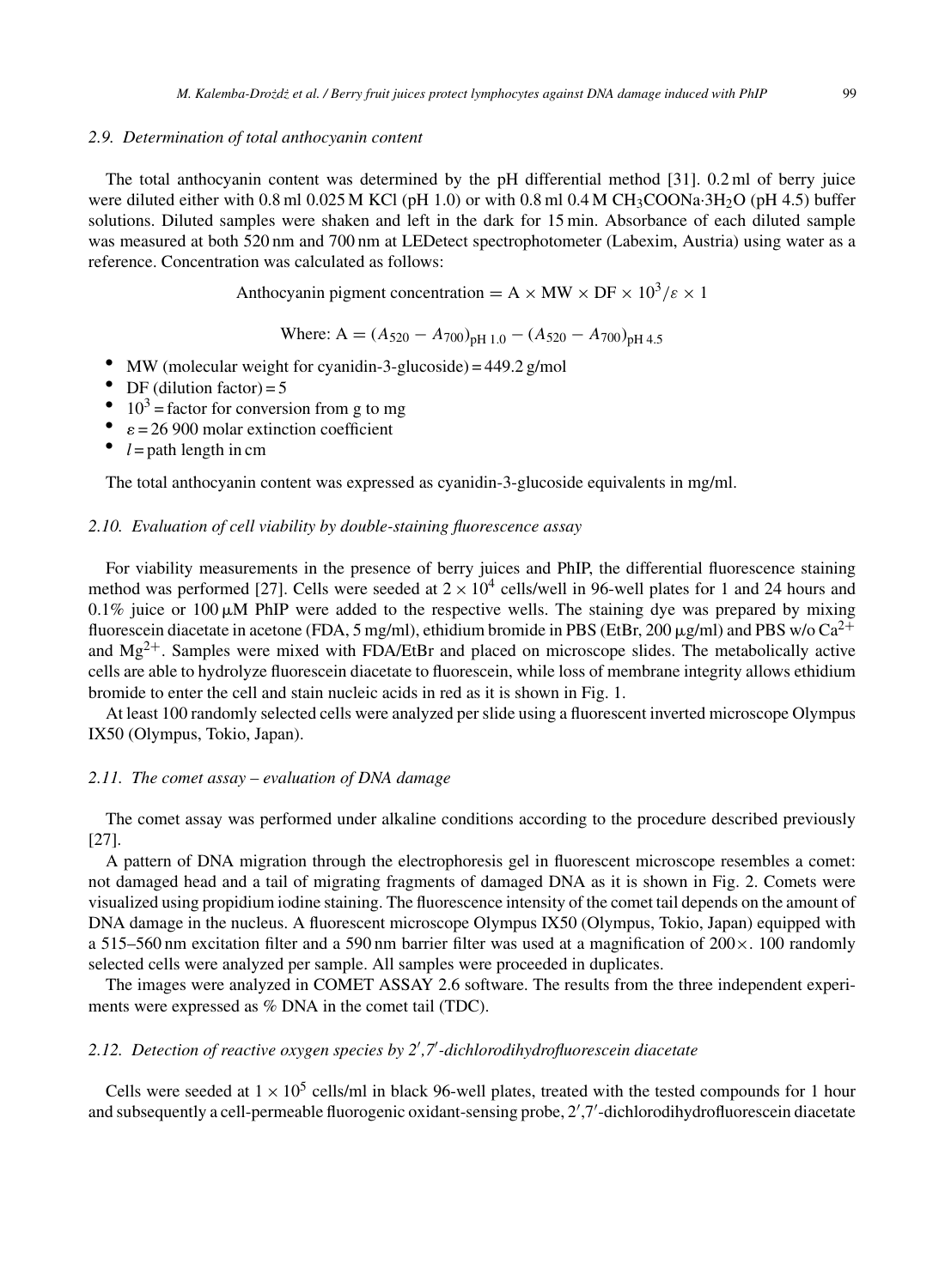### 2.9. Determination of total anthocyanin content

The total anthocyanin content was determined by the pH differential method [31]. 0.2 ml of berry juice were diluted either with 0.8 ml 0.025 M KCl (pH 1.0) or with 0.8 ml 0.4 M $CH_3COONa{\cdot}3H_2O$ (pH 4.5) buffer solutions. Diluted samples were shaken and left in the dark for 15 min. Absorbance of each diluted sample was measured at both 520 nm and 700 nm at LEDetect spectrophotometer (Labexim, Austria) using water as a reference. Concentration was calculated as follows:

$$\text{Anthocyanin pigment concentration} = \text{A} \times \text{MW} \times \text{DF} \times 10^3/\varepsilon \times 1$$

$$\text{Where: A} = (A_{520} - A_{700})_{\text{pH 1.0}} - (A_{520} - A_{700})_{\text{pH 4.5}}$$

- MW (molecular weight for cyanidin-3-glucoside) = 449.2 g/mol
- DF (dilution factor) = 5
- $10^3$ = factor for conversion from g to mg
- $\varepsilon$ = 26 900 molar extinction coefficient
- $l$ = path length in cm

The total anthocyanin content was expressed as cyanidin-3-glucoside equivalents in mg/ml.

### 2.10. Evaluation of cell viability by double-staining fluorescence assay

For viability measurements in the presence of berry juices and PhIP, the differential fluorescence staining method was performed [27]. Cells were seeded at $2 \times 10^4$ cells/well in 96-well plates for 1 and 24 hours and 0.1% juice or 100 μM PhIP were added to the respective wells. The staining dye was prepared by mixing fluorescein diacetate in acetone (FDA, 5 mg/ml), ethidium bromide in PBS (EtBr, 200 μg/ml) and PBS w/o $Ca^{2+}$ and $Mg^{2+}$. Samples were mixed with FDA/EtBr and placed on microscope slides. The metabolically active cells are able to hydrolyze fluorescein diacetate to fluorescein, while loss of membrane integrity allows ethidium bromide to enter the cell and stain nucleic acids in red as it is shown in Fig. 1.

At least 100 randomly selected cells were analyzed per slide using a fluorescent inverted microscope Olympus IX50 (Olympus, Tokio, Japan).

### 2.11. The comet assay – evaluation of DNA damage

The comet assay was performed under alkaline conditions according to the procedure described previously [27].

A pattern of DNA migration through the electrophoresis gel in fluorescent microscope resembles a comet: not damaged head and a tail of migrating fragments of damaged DNA as it is shown in Fig. 2. Comets were visualized using propidium iodine staining. The fluorescence intensity of the comet tail depends on the amount of DNA damage in the nucleus. A fluorescent microscope Olympus IX50 (Olympus, Tokio, Japan) equipped with a 515–560 nm excitation filter and a 590 nm barrier filter was used at a magnification of 200×. 100 randomly selected cells were analyzed per sample. All samples were proceeded in duplicates.

The images were analyzed in COMET ASSAY 2.6 software. The results from the three independent experiments were expressed as % DNA in the comet tail (TDC).

### 2.12. Detection of reactive oxygen species by 2′,7′-dichlorodihydrofluorescein diacetate

Cells were seeded at $1 \times 10^5$ cells/ml in black 96-well plates, treated with the tested compounds for 1 hour and subsequently a cell-permeable fluorogenic oxidant-sensing probe, 2′,7′-dichlorodihydrofluorescein diacetate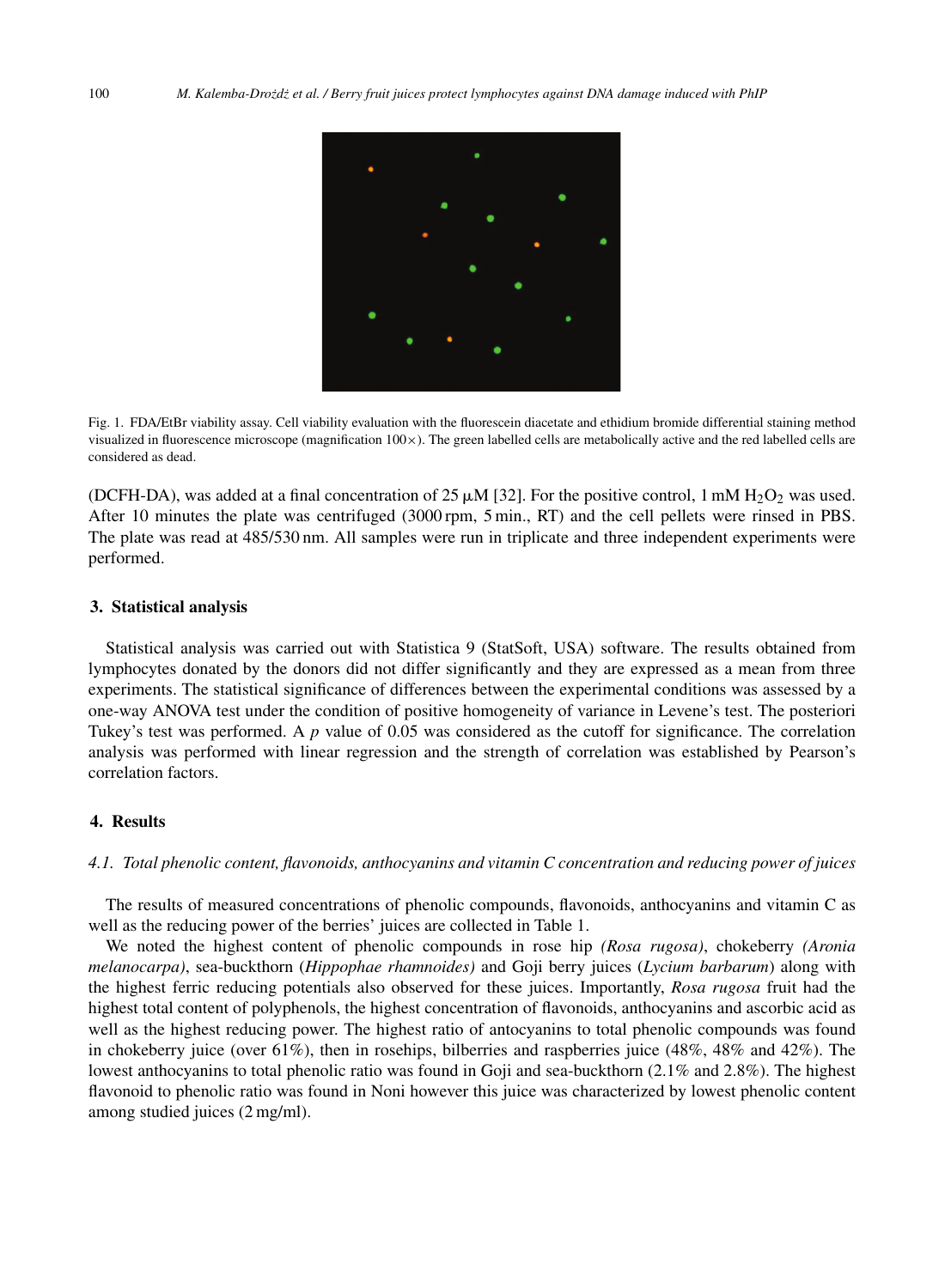Fig. 1. FDA/EtBr viability assay. Cell viability evaluation with the fluorescein diacetate and ethidium bromide differential staining method visualized in fluorescence microscope (magnification 100×). The green labelled cells are metabolically active and the red labelled cells are considered as dead.

(DCFH-DA), was added at a final concentration of 25 μM [32]. For the positive control, 1 mM $H_2O_2$ was used. After 10 minutes the plate was centrifuged (3000 rpm, 5 min., RT) and the cell pellets were rinsed in PBS. The plate was read at 485/530 nm. All samples were run in triplicate and three independent experiments were performed.

## 3. Statistical analysis

Statistical analysis was carried out with Statistica 9 (StatSoft, USA) software. The results obtained from lymphocytes donated by the donors did not differ significantly and they are expressed as a mean from three experiments. The statistical significance of differences between the experimental conditions was assessed by a one-way ANOVA test under the condition of positive homogeneity of variance in Levene's test. The posteriori Tukey's test was performed. A $p$ value of 0.05 was considered as the cutoff for significance. The correlation analysis was performed with linear regression and the strength of correlation was established by Pearson's correlation factors.

## 4. Results

### *4.1. Total phenolic content, flavonoids, anthocyanins and vitamin C concentration and reducing power of juices*

The results of measured concentrations of phenolic compounds, flavonoids, anthocyanins and vitamin C as well as the reducing power of the berries' juices are collected in Table 1.

We noted the highest content of phenolic compounds in rose hip *(Rosa rugosa)*, chokeberry *(Aronia melanocarpa)*, sea-buckthorn (*Hippophae rhamnoides)* and Goji berry juices (*Lycium barbarum*) along with the highest ferric reducing potentials also observed for these juices. Importantly, *Rosa rugosa* fruit had the highest total content of polyphenols, the highest concentration of flavonoids, anthocyanins and ascorbic acid as well as the highest reducing power. The highest ratio of antocyanins to total phenolic compounds was found in chokeberry juice (over 61%), then in rosehips, bilberries and raspberries juice (48%, 48% and 42%). The lowest anthocyanins to total phenolic ratio was found in Goji and sea-buckthorn (2.1% and 2.8%). The highest flavonoid to phenolic ratio was found in Noni however this juice was characterized by lowest phenolic content among studied juices (2 mg/ml).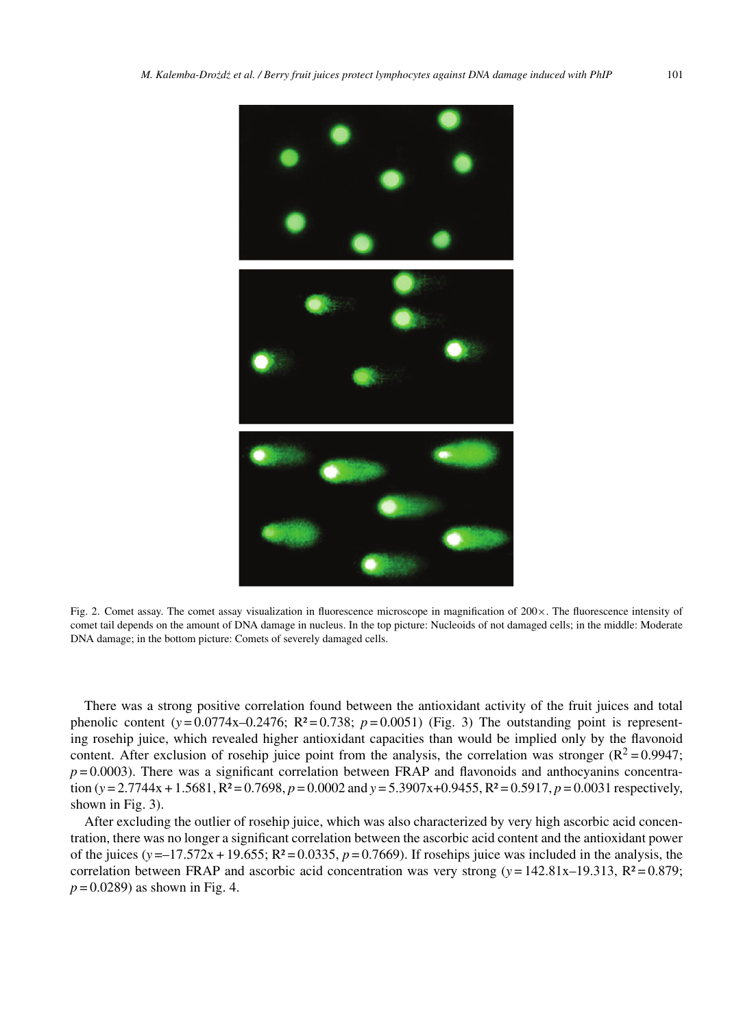Fig. 2. Comet assay. The comet assay visualization in fluorescence microscope in magnification of 200×. The fluorescence intensity of comet tail depends on the amount of DNA damage in nucleus. In the top picture: Nucleoids of not damaged cells; in the middle: Moderate DNA damage; in the bottom picture: Comets of severely damaged cells.

There was a strong positive correlation found between the antioxidant activity of the fruit juices and total phenolic content ($y = 0.0774x–0.2476$; $R^2 = 0.738$; $p = 0.0051$) (Fig. 3) The outstanding point is representing rosehip juice, which revealed higher antioxidant capacities than would be implied only by the flavonoid content. After exclusion of rosehip juice point from the analysis, the correlation was stronger ($R^2 = 0.9947$; $p = 0.0003$). There was a significant correlation between FRAP and flavonoids and anthocyanins concentration ($y = 2.7744x + 1.5681$, $R^2 = 0.7698$, $p = 0.0002$ and $y = 5.3907x+0.9455$, $R^2 = 0.5917$, $p = 0.0031$ respectively, shown in Fig. 3).

After excluding the outlier of rosehip juice, which was also characterized by very high ascorbic acid concentration, there was no longer a significant correlation between the ascorbic acid content and the antioxidant power of the juices ($y = –17.572x + 19.655$; $R^2 = 0.0335$, $p = 0.7669$). If rosehips juice was included in the analysis, the correlation between FRAP and ascorbic acid concentration was very strong ($y = 142.81x–19.313$, $R^2 = 0.879$; $p = 0.0289$) as shown in Fig. 4.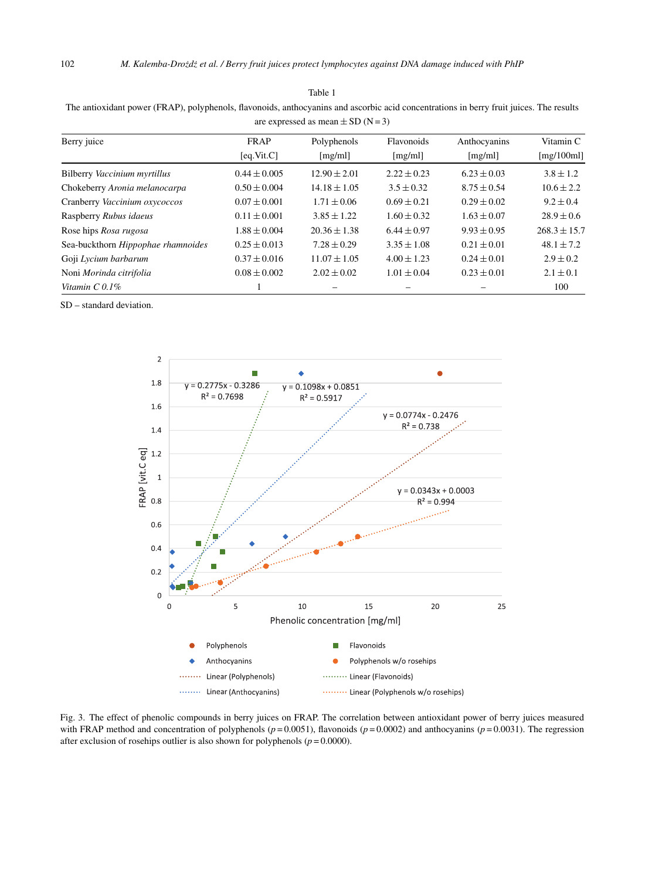Table 1

The antioxidant power (FRAP), polyphenols, flavonoids, anthocyanins and ascorbic acid concentrations in berry fruit juices. The results are expressed as mean ± SD (N = 3)

| Berry juice | FRAP [eq.Vit.C] | Polyphenols [mg/ml] | Flavonoids [mg/ml] | Anthocyanins [mg/ml] | Vitamin C [mg/100ml] |
|---|---|---|---|---|---|
| Bilberry *Vaccinium myrtillus* | 0.44 ± 0.005 | 12.90 ± 2.01 | 2.22 ± 0.23 | 6.23 ± 0.03 | 3.8 ± 1.2 |
| Chokeberry *Aronia melanocarpa* | 0.50 ± 0.004 | 14.18 ± 1.05 | 3.5 ± 0.32 | 8.75 ± 0.54 | 10.6 ± 2.2 |
| Cranberry *Vaccinium oxycoccos* | 0.07 ± 0.001 | 1.71 ± 0.06 | 0.69 ± 0.21 | 0.29 ± 0.02 | 9.2 ± 0.4 |
| Raspberry *Rubus idaeus* | 0.11 ± 0.001 | 3.85 ± 1.22 | 1.60 ± 0.32 | 1.63 ± 0.07 | 28.9 ± 0.6 |
| Rose hips *Rosa rugosa* | 1.88 ± 0.004 | 20.36 ± 1.38 | 6.44 ± 0.97 | 9.93 ± 0.95 | 268.3 ± 15.7 |
| Sea-buckthorn *Hippophae rhamnoides* | 0.25 ± 0.013 | 7.28 ± 0.29 | 3.35 ± 1.08 | 0.21 ± 0.01 | 48.1 ± 7.2 |
| Goji *Lycium barbarum* | 0.37 ± 0.016 | 11.07 ± 1.05 | 4.00 ± 1.23 | 0.24 ± 0.01 | 2.9 ± 0.2 |
| Noni *Morinda citrifolia* | 0.08 ± 0.002 | 2.02 ± 0.02 | 1.01 ± 0.04 | 0.23 ± 0.01 | 2.1 ± 0.1 |
| *Vitamin C 0.1%* | 1 | – | – | – | 100 |

SD – standard deviation.

Fig. 3. The effect of phenolic compounds in berry juices on FRAP. The correlation between antioxidant power of berry juices measured with FRAP method and concentration of polyphenols ($p = 0.0051$), flavonoids ($p = 0.0002$) and anthocyanins ($p = 0.0031$). The regression after exclusion of rosehips outlier is also shown for polyphenols ($p = 0.0000$).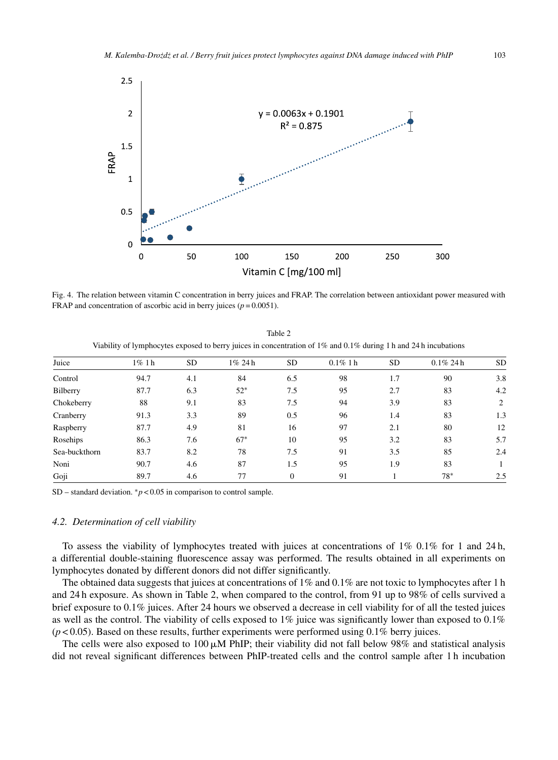Fig. 4. The relation between vitamin C concentration in berry juices and FRAP. The correlation between antioxidant power measured with FRAP and concentration of ascorbic acid in berry juices ($p = 0.0051$).

Table 2
Viability of lymphocytes exposed to berry juices in concentration of 1% and 0.1% during 1 h and 24 h incubations

| Juice | 1% 1 h | SD | 1% 24 h | SD | 0.1% 1 h | SD | 0.1% 24 h | SD |
|---|---|---|---|---|---|---|---|---|
| Control | 94.7 | 4.1 | 84 | 6.5 | 98 | 1.7 | 90 | 3.8 |
| Bilberry | 87.7 | 6.3 | 52* | 7.5 | 95 | 2.7 | 83 | 4.2 |
| Chokeberry | 88 | 9.1 | 83 | 7.5 | 94 | 3.9 | 83 | 2 |
| Cranberry | 91.3 | 3.3 | 89 | 0.5 | 96 | 1.4 | 83 | 1.3 |
| Raspberry | 87.7 | 4.9 | 81 | 16 | 97 | 2.1 | 80 | 12 |
| Rosehips | 86.3 | 7.6 | 67* | 10 | 95 | 3.2 | 83 | 5.7 |
| Sea-buckthorn | 83.7 | 8.2 | 78 | 7.5 | 91 | 3.5 | 85 | 2.4 |
| Noni | 90.7 | 4.6 | 87 | 1.5 | 95 | 1.9 | 83 | 1 |
| Goji | 89.7 | 4.6 | 77 | 0 | 91 | 1 | 78* | 2.5 |

SD – standard deviation. *$p < 0.05$ in comparison to control sample.

### *4.2. Determination of cell viability*

To assess the viability of lymphocytes treated with juices at concentrations of 1% 0.1% for 1 and 24 h, a differential double-staining fluorescence assay was performed. The results obtained in all experiments on lymphocytes donated by different donors did not differ significantly.

The obtained data suggests that juices at concentrations of 1% and 0.1% are not toxic to lymphocytes after 1 h and 24 h exposure. As shown in Table 2, when compared to the control, from 91 up to 98% of cells survived a brief exposure to 0.1% juices. After 24 hours we observed a decrease in cell viability for of all the tested juices as well as the control. The viability of cells exposed to 1% juice was significantly lower than exposed to 0.1% ($p < 0.05$). Based on these results, further experiments were performed using 0.1% berry juices.

The cells were also exposed to 100 μM PhIP; their viability did not fall below 98% and statistical analysis did not reveal significant differences between PhIP-treated cells and the control sample after 1 h incubation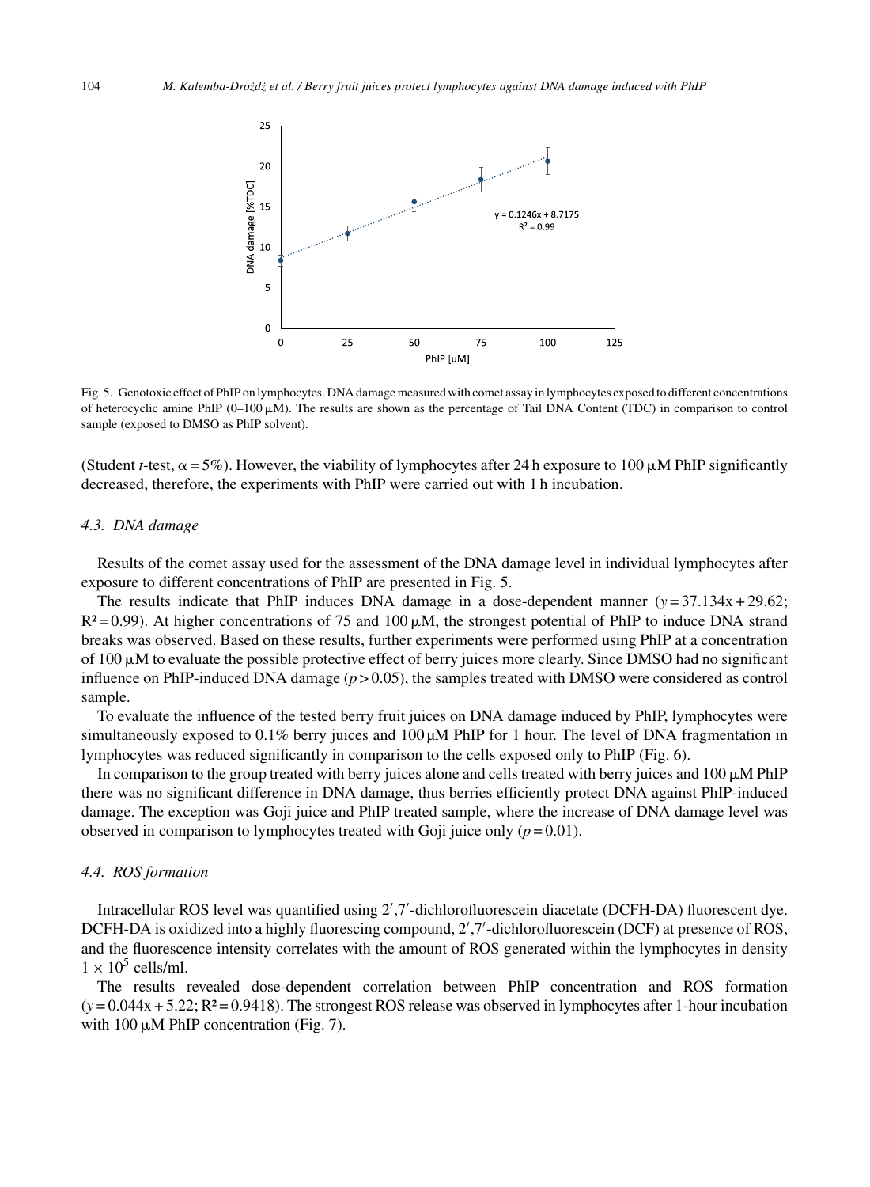Fig. 5. Genotoxic effect of PhIP on lymphocytes. DNA damage measured with comet assay in lymphocytes exposed to different concentrations of heterocyclic amine PhIP (0–100 μM). The results are shown as the percentage of Tail DNA Content (TDC) in comparison to control sample (exposed to DMSO as PhIP solvent).

(Student *t*-test, $\alpha = 5\%$). However, the viability of lymphocytes after 24 h exposure to 100 μM PhIP significantly decreased, therefore, the experiments with PhIP were carried out with 1 h incubation.

### *4.3. DNA damage*

Results of the comet assay used for the assessment of the DNA damage level in individual lymphocytes after exposure to different concentrations of PhIP are presented in Fig. 5.

The results indicate that PhIP induces DNA damage in a dose-dependent manner ($y = 37.134x + 29.62$; $R^2 = 0.99$). At higher concentrations of 75 and 100 μM, the strongest potential of PhIP to induce DNA strand breaks was observed. Based on these results, further experiments were performed using PhIP at a concentration of 100 μM to evaluate the possible protective effect of berry juices more clearly. Since DMSO had no significant influence on PhIP-induced DNA damage ($p > 0.05$), the samples treated with DMSO were considered as control sample.

To evaluate the influence of the tested berry fruit juices on DNA damage induced by PhIP, lymphocytes were simultaneously exposed to 0.1% berry juices and 100 μM PhIP for 1 hour. The level of DNA fragmentation in lymphocytes was reduced significantly in comparison to the cells exposed only to PhIP (Fig. 6).

In comparison to the group treated with berry juices alone and cells treated with berry juices and 100 μM PhIP there was no significant difference in DNA damage, thus berries efficiently protect DNA against PhIP-induced damage. The exception was Goji juice and PhIP treated sample, where the increase of DNA damage level was observed in comparison to lymphocytes treated with Goji juice only ($p = 0.01$).

### *4.4. ROS formation*

Intracellular ROS level was quantified using 2′,7′-dichlorofluorescein diacetate (DCFH-DA) fluorescent dye. DCFH-DA is oxidized into a highly fluorescing compound, 2′,7′-dichlorofluorescein (DCF) at presence of ROS, and the fluorescence intensity correlates with the amount of ROS generated within the lymphocytes in density $1 \times 10^5$ cells/ml.

The results revealed dose-dependent correlation between PhIP concentration and ROS formation ($y = 0.044x + 5.22$; $R^2 = 0.9418$). The strongest ROS release was observed in lymphocytes after 1-hour incubation with 100 μM PhIP concentration (Fig. 7).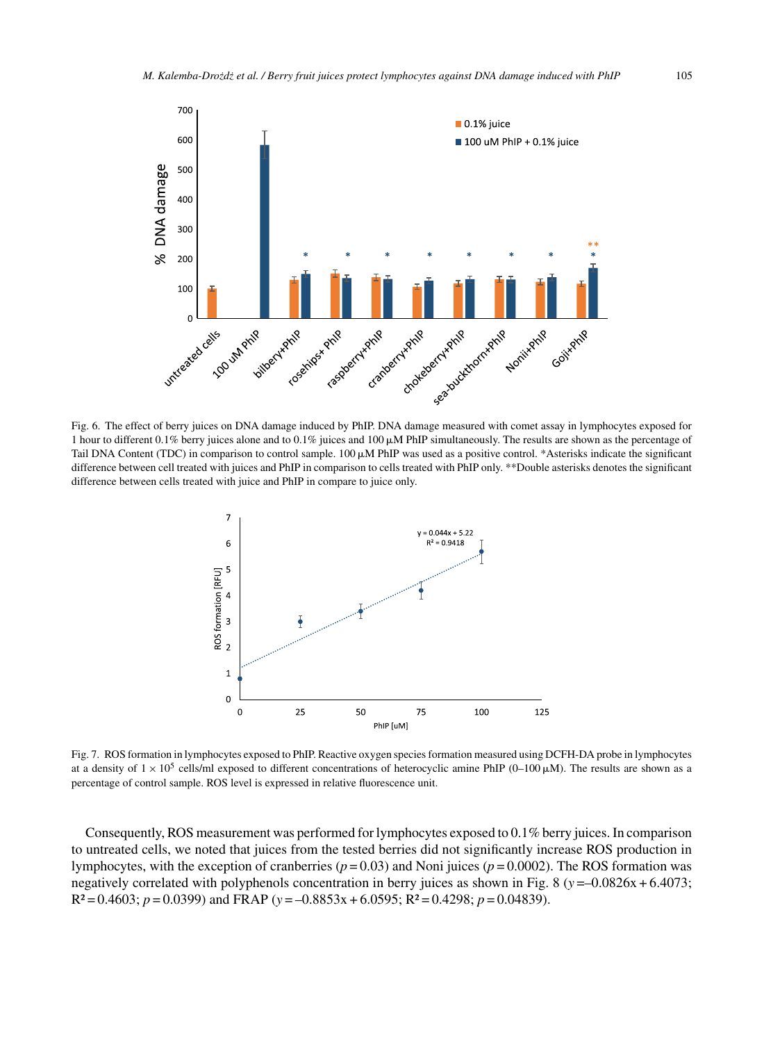Fig. 6. The effect of berry juices on DNA damage induced by PhIP. DNA damage measured with comet assay in lymphocytes exposed for 1 hour to different 0.1% berry juices alone and to 0.1% juices and 100 μM PhIP simultaneously. The results are shown as the percentage of Tail DNA Content (TDC) in comparison to control sample. 100 μM PhIP was used as a positive control. *Asterisks indicate the significant difference between cell treated with juices and PhIP in comparison to cells treated with PhIP only. **Double asterisks denotes the significant difference between cells treated with juice and PhIP in compare to juice only.

Fig. 7. ROS formation in lymphocytes exposed to PhIP. Reactive oxygen species formation measured using DCFH-DA probe in lymphocytes at a density of $1 \times 10^5$ cells/ml exposed to different concentrations of heterocyclic amine PhIP (0–100 μM). The results are shown as a percentage of control sample. ROS level is expressed in relative fluorescence unit.

Consequently, ROS measurement was performed for lymphocytes exposed to 0.1% berry juices. In comparison to untreated cells, we noted that juices from the tested berries did not significantly increase ROS production in lymphocytes, with the exception of cranberries ($p = 0.03$) and Noni juices ($p = 0.0002$). The ROS formation was negatively correlated with polyphenols concentration in berry juices as shown in Fig. 8 ($y = -0.0826x + 6.4073$; $R^2 = 0.4603$; $p = 0.0399$) and FRAP ($y = -0.8853x + 6.0595$; $R^2 = 0.4298$; $p = 0.04839$).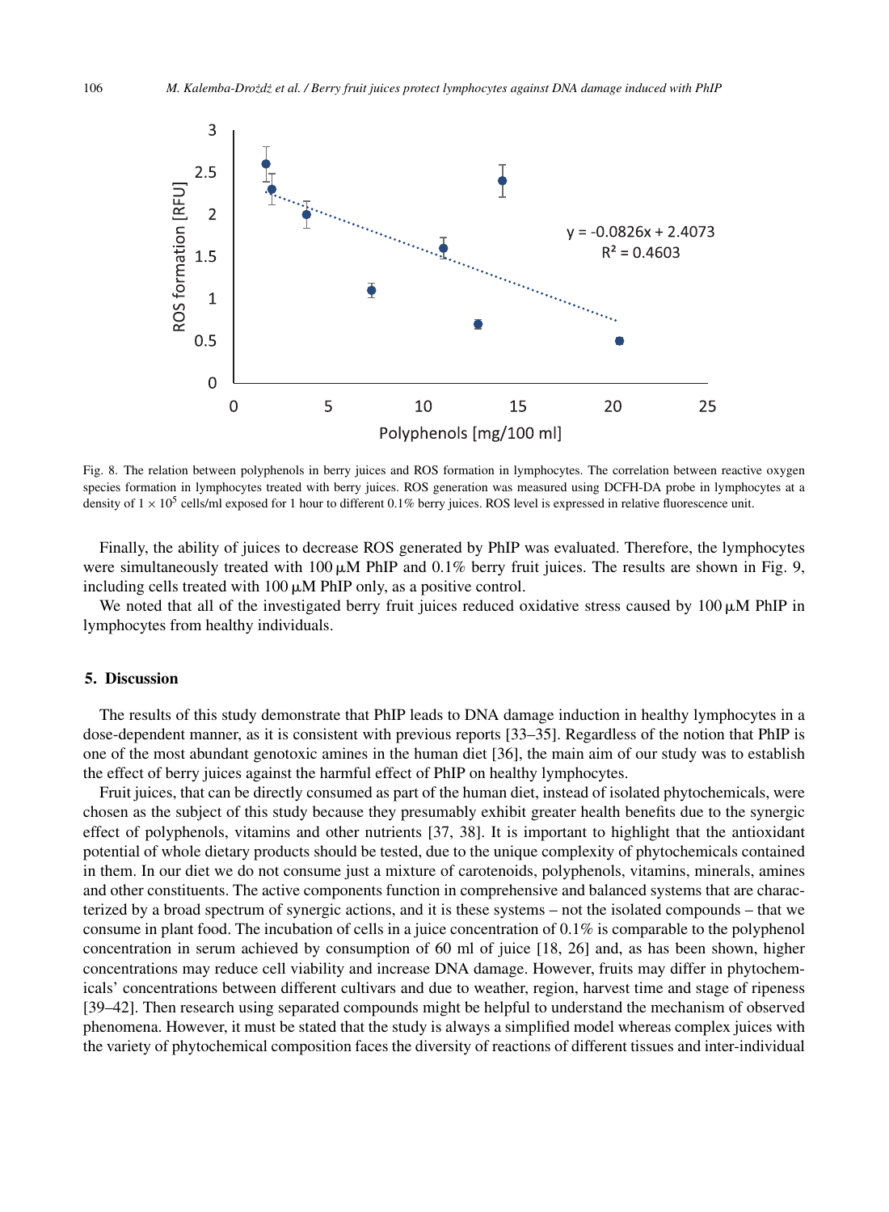Fig. 8. The relation between polyphenols in berry juices and ROS formation in lymphocytes. The correlation between reactive oxygen species formation in lymphocytes treated with berry juices. ROS generation was measured using DCFH-DA probe in lymphocytes at a density of $1 \times 10^5$ cells/ml exposed for 1 hour to different 0.1% berry juices. ROS level is expressed in relative fluorescence unit.

Finally, the ability of juices to decrease ROS generated by PhIP was evaluated. Therefore, the lymphocytes were simultaneously treated with 100 μM PhIP and 0.1% berry fruit juices. The results are shown in Fig. 9, including cells treated with 100 μM PhIP only, as a positive control.

We noted that all of the investigated berry fruit juices reduced oxidative stress caused by 100 μM PhIP in lymphocytes from healthy individuals.

## 5. Discussion

The results of this study demonstrate that PhIP leads to DNA damage induction in healthy lymphocytes in a dose-dependent manner, as it is consistent with previous reports [33–35]. Regardless of the notion that PhIP is one of the most abundant genotoxic amines in the human diet [36], the main aim of our study was to establish the effect of berry juices against the harmful effect of PhIP on healthy lymphocytes.

Fruit juices, that can be directly consumed as part of the human diet, instead of isolated phytochemicals, were chosen as the subject of this study because they presumably exhibit greater health benefits due to the synergic effect of polyphenols, vitamins and other nutrients [37, 38]. It is important to highlight that the antioxidant potential of whole dietary products should be tested, due to the unique complexity of phytochemicals contained in them. In our diet we do not consume just a mixture of carotenoids, polyphenols, vitamins, minerals, amines and other constituents. The active components function in comprehensive and balanced systems that are characterized by a broad spectrum of synergic actions, and it is these systems – not the isolated compounds – that we consume in plant food. The incubation of cells in a juice concentration of 0.1% is comparable to the polyphenol concentration in serum achieved by consumption of 60 ml of juice [18, 26] and, as has been shown, higher concentrations may reduce cell viability and increase DNA damage. However, fruits may differ in phytochemicals' concentrations between different cultivars and due to weather, region, harvest time and stage of ripeness [39–42]. Then research using separated compounds might be helpful to understand the mechanism of observed phenomena. However, it must be stated that the study is always a simplified model whereas complex juices with the variety of phytochemical composition faces the diversity of reactions of different tissues and inter-individual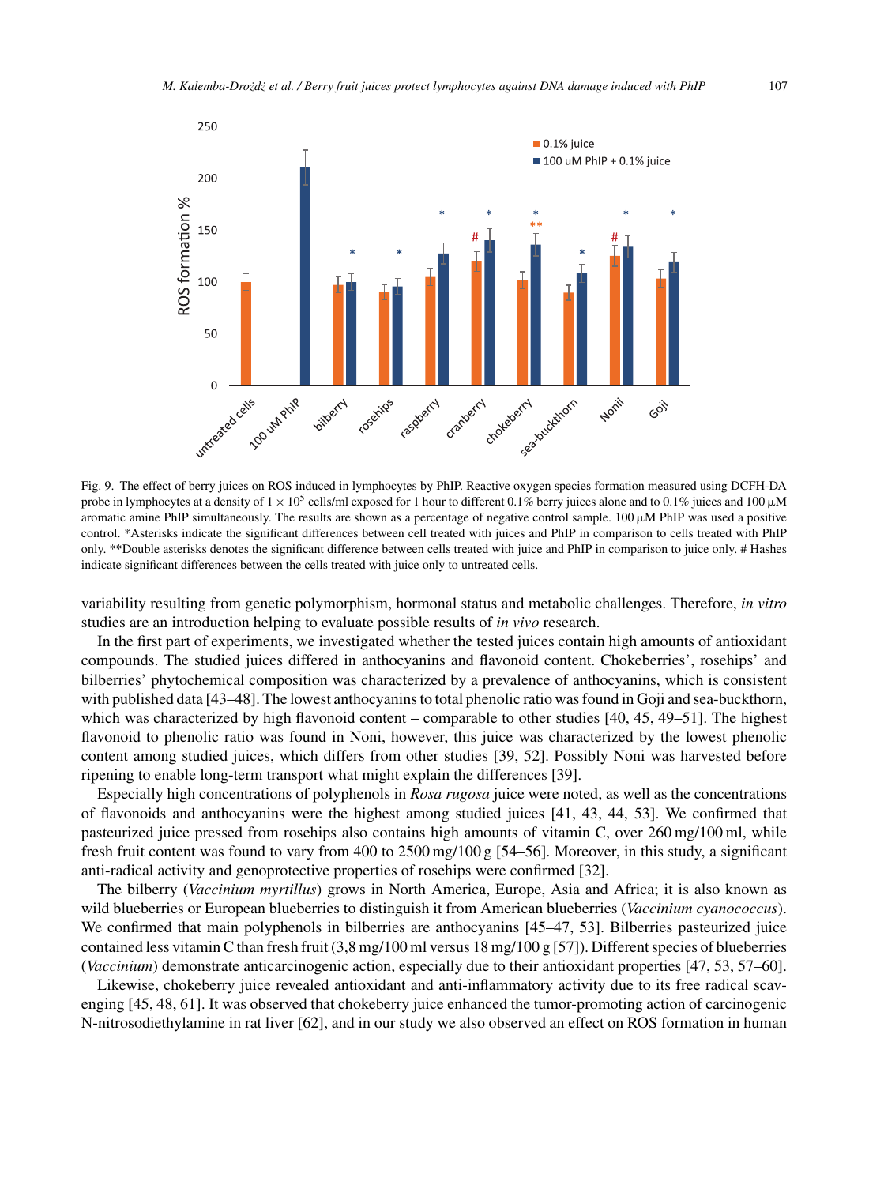Fig. 9. The effect of berry juices on ROS induced in lymphocytes by PhIP. Reactive oxygen species formation measured using DCFH-DA probe in lymphocytes at a density of $1 \times 10^5$ cells/ml exposed for 1 hour to different 0.1% berry juices alone and to 0.1% juices and 100 μM aromatic amine PhIP simultaneously. The results are shown as a percentage of negative control sample. 100 μM PhIP was used a positive control. *Asterisks indicate the significant differences between cell treated with juices and PhIP in comparison to cells treated with PhIP only. **Double asterisks denotes the significant difference between cells treated with juice and PhIP in comparison to juice only. # Hashes indicate significant differences between the cells treated with juice only to untreated cells.

variability resulting from genetic polymorphism, hormonal status and metabolic challenges. Therefore, *in vitro* studies are an introduction helping to evaluate possible results of *in vivo* research.

In the first part of experiments, we investigated whether the tested juices contain high amounts of antioxidant compounds. The studied juices differed in anthocyanins and flavonoid content. Chokeberries', rosehips' and bilberries' phytochemical composition was characterized by a prevalence of anthocyanins, which is consistent with published data [43–48]. The lowest anthocyanins to total phenolic ratio was found in Goji and sea-buckthorn, which was characterized by high flavonoid content – comparable to other studies [40, 45, 49–51]. The highest flavonoid to phenolic ratio was found in Noni, however, this juice was characterized by the lowest phenolic content among studied juices, which differs from other studies [39, 52]. Possibly Noni was harvested before ripening to enable long-term transport what might explain the differences [39].

Especially high concentrations of polyphenols in *Rosa rugosa* juice were noted, as well as the concentrations of flavonoids and anthocyanins were the highest among studied juices [41, 43, 44, 53]. We confirmed that pasteurized juice pressed from rosehips also contains high amounts of vitamin C, over 260 mg/100 ml, while fresh fruit content was found to vary from 400 to 2500 mg/100 g [54–56]. Moreover, in this study, a significant anti-radical activity and genoprotective properties of rosehips were confirmed [32].

The bilberry (*Vaccinium myrtillus*) grows in North America, Europe, Asia and Africa; it is also known as wild blueberries or European blueberries to distinguish it from American blueberries (*Vaccinium cyanococcus*). We confirmed that main polyphenols in bilberries are anthocyanins [45–47, 53]. Bilberries pasteurized juice contained less vitamin C than fresh fruit (3,8 mg/100 ml versus 18 mg/100 g [57]). Different species of blueberries (*Vaccinium*) demonstrate anticarcinogenic action, especially due to their antioxidant properties [47, 53, 57–60].

Likewise, chokeberry juice revealed antioxidant and anti-inflammatory activity due to its free radical scavenging [45, 48, 61]. It was observed that chokeberry juice enhanced the tumor-promoting action of carcinogenic N-nitrosodiethylamine in rat liver [62], and in our study we also observed an effect on ROS formation in human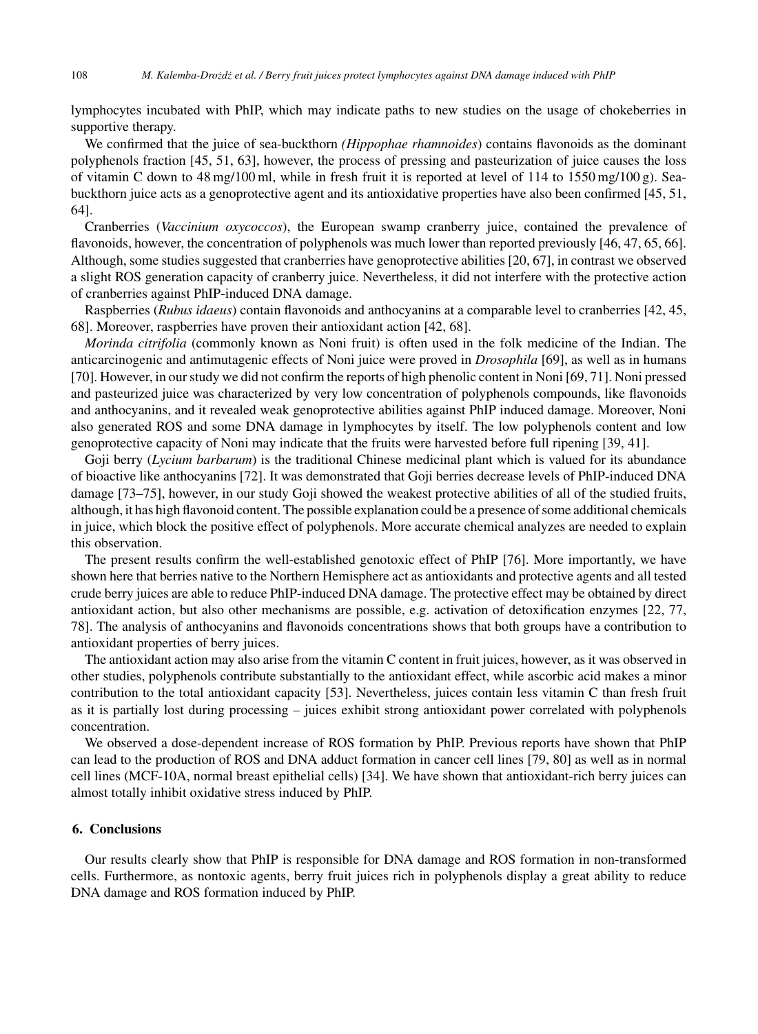lymphocytes incubated with PhIP, which may indicate paths to new studies on the usage of chokeberries in supportive therapy.

We confirmed that the juice of sea-buckthorn *(Hippophae rhamnoides)* contains flavonoids as the dominant polyphenols fraction [45, 51, 63], however, the process of pressing and pasteurization of juice causes the loss of vitamin C down to 48 mg/100 ml, while in fresh fruit it is reported at level of 114 to 1550 mg/100 g). Sea-buckthorn juice acts as a genoprotective agent and its antioxidative properties have also been confirmed [45, 51, 64].

Cranberries (*Vaccinium oxycoccos*), the European swamp cranberry juice, contained the prevalence of flavonoids, however, the concentration of polyphenols was much lower than reported previously [46, 47, 65, 66]. Although, some studies suggested that cranberries have genoprotective abilities [20, 67], in contrast we observed a slight ROS generation capacity of cranberry juice. Nevertheless, it did not interfere with the protective action of cranberries against PhIP-induced DNA damage.

Raspberries (*Rubus idaeus*) contain flavonoids and anthocyanins at a comparable level to cranberries [42, 45, 68]. Moreover, raspberries have proven their antioxidant action [42, 68].

*Morinda citrifolia* (commonly known as Noni fruit) is often used in the folk medicine of the Indian. The anticarcinogenic and antimutagenic effects of Noni juice were proved in *Drosophila* [69], as well as in humans [70]. However, in our study we did not confirm the reports of high phenolic content in Noni [69, 71]. Noni pressed and pasteurized juice was characterized by very low concentration of polyphenols compounds, like flavonoids and anthocyanins, and it revealed weak genoprotective abilities against PhIP induced damage. Moreover, Noni also generated ROS and some DNA damage in lymphocytes by itself. The low polyphenols content and low genoprotective capacity of Noni may indicate that the fruits were harvested before full ripening [39, 41].

Goji berry (*Lycium barbarum*) is the traditional Chinese medicinal plant which is valued for its abundance of bioactive like anthocyanins [72]. It was demonstrated that Goji berries decrease levels of PhIP-induced DNA damage [73–75], however, in our study Goji showed the weakest protective abilities of all of the studied fruits, although, it has high flavonoid content. The possible explanation could be a presence of some additional chemicals in juice, which block the positive effect of polyphenols. More accurate chemical analyzes are needed to explain this observation.

The present results confirm the well-established genotoxic effect of PhIP [76]. More importantly, we have shown here that berries native to the Northern Hemisphere act as antioxidants and protective agents and all tested crude berry juices are able to reduce PhIP-induced DNA damage. The protective effect may be obtained by direct antioxidant action, but also other mechanisms are possible, e.g. activation of detoxification enzymes [22, 77, 78]. The analysis of anthocyanins and flavonoids concentrations shows that both groups have a contribution to antioxidant properties of berry juices.

The antioxidant action may also arise from the vitamin C content in fruit juices, however, as it was observed in other studies, polyphenols contribute substantially to the antioxidant effect, while ascorbic acid makes a minor contribution to the total antioxidant capacity [53]. Nevertheless, juices contain less vitamin C than fresh fruit as it is partially lost during processing – juices exhibit strong antioxidant power correlated with polyphenols concentration.

We observed a dose-dependent increase of ROS formation by PhIP. Previous reports have shown that PhIP can lead to the production of ROS and DNA adduct formation in cancer cell lines [79, 80] as well as in normal cell lines (MCF-10A, normal breast epithelial cells) [34]. We have shown that antioxidant-rich berry juices can almost totally inhibit oxidative stress induced by PhIP.

## 6. Conclusions

Our results clearly show that PhIP is responsible for DNA damage and ROS formation in non-transformed cells. Furthermore, as nontoxic agents, berry fruit juices rich in polyphenols display a great ability to reduce DNA damage and ROS formation induced by PhIP.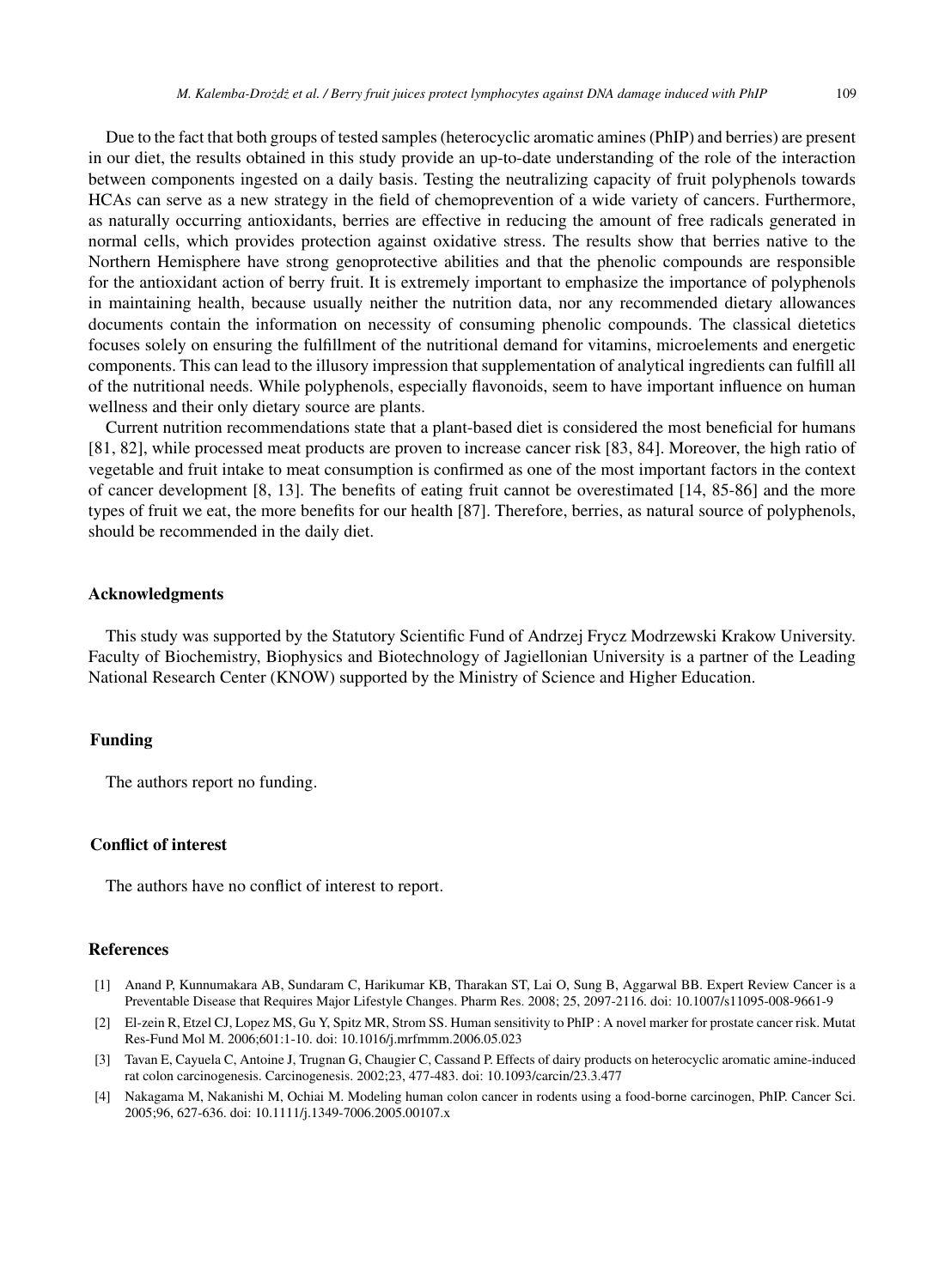Due to the fact that both groups of tested samples (heterocyclic aromatic amines (PhIP) and berries) are present in our diet, the results obtained in this study provide an up-to-date understanding of the role of the interaction between components ingested on a daily basis. Testing the neutralizing capacity of fruit polyphenols towards HCAs can serve as a new strategy in the field of chemoprevention of a wide variety of cancers. Furthermore, as naturally occurring antioxidants, berries are effective in reducing the amount of free radicals generated in normal cells, which provides protection against oxidative stress. The results show that berries native to the Northern Hemisphere have strong genoprotective abilities and that the phenolic compounds are responsible for the antioxidant action of berry fruit. It is extremely important to emphasize the importance of polyphenols in maintaining health, because usually neither the nutrition data, nor any recommended dietary allowances documents contain the information on necessity of consuming phenolic compounds. The classical dietetics focuses solely on ensuring the fulfillment of the nutritional demand for vitamins, microelements and energetic components. This can lead to the illusory impression that supplementation of analytical ingredients can fulfill all of the nutritional needs. While polyphenols, especially flavonoids, seem to have important influence on human wellness and their only dietary source are plants.

Current nutrition recommendations state that a plant-based diet is considered the most beneficial for humans [81, 82], while processed meat products are proven to increase cancer risk [83, 84]. Moreover, the high ratio of vegetable and fruit intake to meat consumption is confirmed as one of the most important factors in the context of cancer development [8, 13]. The benefits of eating fruit cannot be overestimated [14, 85-86] and the more types of fruit we eat, the more benefits for our health [87]. Therefore, berries, as natural source of polyphenols, should be recommended in the daily diet.

## Acknowledgments

This study was supported by the Statutory Scientific Fund of Andrzej Frycz Modrzewski Krakow University. Faculty of Biochemistry, Biophysics and Biotechnology of Jagiellonian University is a partner of the Leading National Research Center (KNOW) supported by the Ministry of Science and Higher Education.

## Funding

The authors report no funding.

## Conflict of interest

The authors have no conflict of interest to report.

## References

[1] Anand P, Kunnumakara AB, Sundaram C, Harikumar KB, Tharakan ST, Lai O, Sung B, Aggarwal BB. Expert Review Cancer is a Preventable Disease that Requires Major Lifestyle Changes. Pharm Res. 2008; 25, 2097-2116. doi: 10.1007/s11095-008-9661-9

[2] El-zein R, Etzel CJ, Lopez MS, Gu Y, Spitz MR, Strom SS. Human sensitivity to PhIP : A novel marker for prostate cancer risk. Mutat Res-Fund Mol M. 2006;601:1-10. doi: 10.1016/j.mrfmmm.2006.05.023

[3] Tavan E, Cayuela C, Antoine J, Trugnan G, Chaugier C, Cassand P. Effects of dairy products on heterocyclic aromatic amine-induced rat colon carcinogenesis. Carcinogenesis. 2002;23, 477-483. doi: 10.1093/carcin/23.3.477

[4] Nakagama M, Nakanishi M, Ochiai M. Modeling human colon cancer in rodents using a food-borne carcinogen, PhIP. Cancer Sci. 2005;96, 627-636. doi: 10.1111/j.1349-7006.2005.00107.x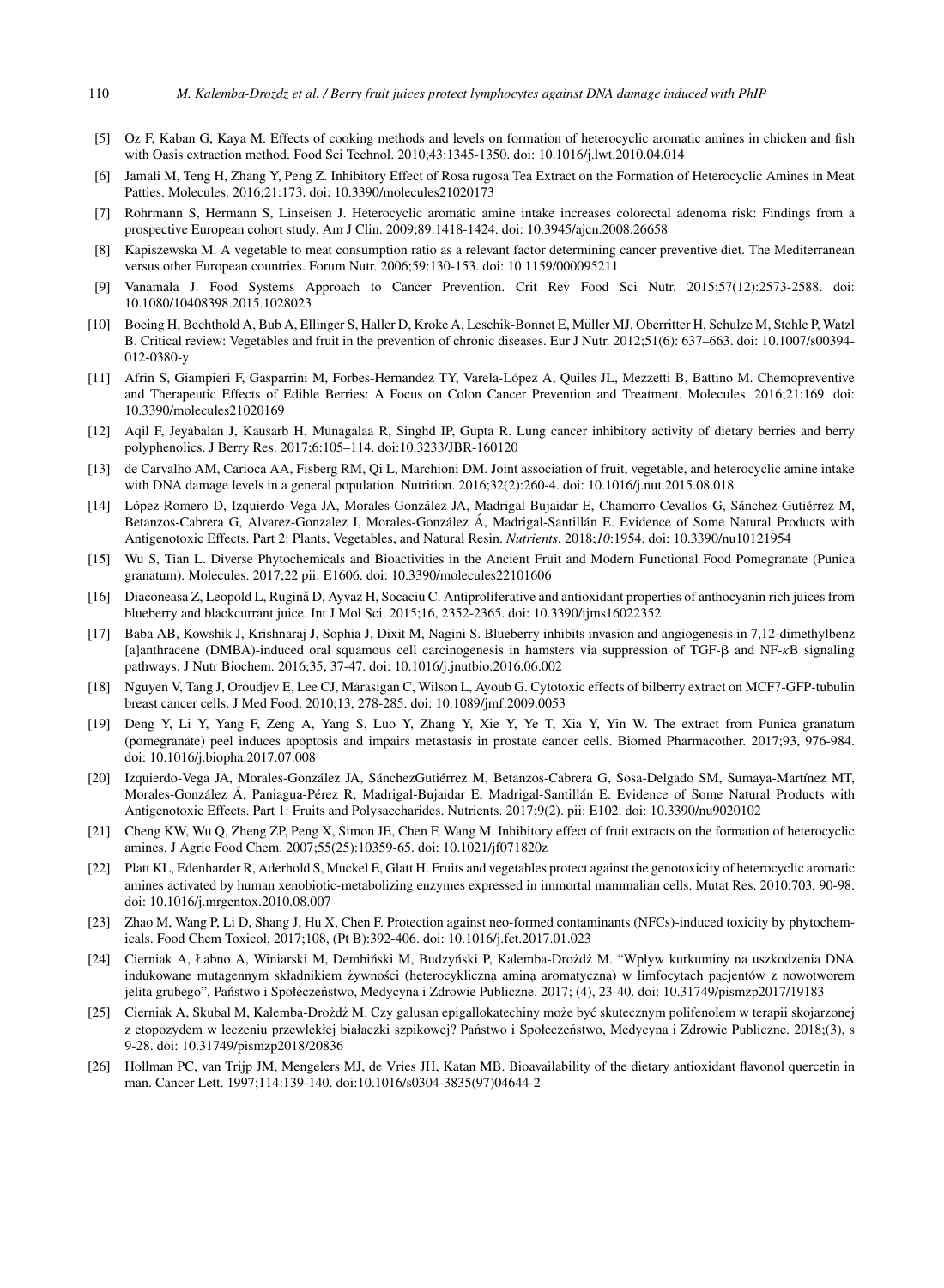[5] Oz F, Kaban G, Kaya M. Effects of cooking methods and levels on formation of heterocyclic aromatic amines in chicken and fish with Oasis extraction method. Food Sci Technol. 2010;43:1345-1350. doi: 10.1016/j.lwt.2010.04.014

[6] Jamali M, Teng H, Zhang Y, Peng Z. Inhibitory Effect of Rosa rugosa Tea Extract on the Formation of Heterocyclic Amines in Meat Patties. Molecules. 2016;21:173. doi: 10.3390/molecules21020173

[7] Rohrmann S, Hermann S, Linseisen J. Heterocyclic aromatic amine intake increases colorectal adenoma risk: Findings from a prospective European cohort study. Am J Clin. 2009;89:1418-1424. doi: 10.3945/ajcn.2008.26658

[8] Kapiszewska M. A vegetable to meat consumption ratio as a relevant factor determining cancer preventive diet. The Mediterranean versus other European countries. Forum Nutr. 2006;59:130-153. doi: 10.1159/000095211

[9] Vanamala J. Food Systems Approach to Cancer Prevention. Crit Rev Food Sci Nutr. 2015;57(12):2573-2588. doi: 10.1080/10408398.2015.1028023

[10] Boeing H, Bechthold A, Bub A, Ellinger S, Haller D, Kroke A, Leschik-Bonnet E, Müller MJ, Oberritter H, Schulze M, Stehle P, Watzl B. Critical review: Vegetables and fruit in the prevention of chronic diseases. Eur J Nutr. 2012;51(6): 637–663. doi: 10.1007/s00394-012-0380-y

[11] Afrin S, Giampieri F, Gasparrini M, Forbes-Hernandez TY, Varela-López A, Quiles JL, Mezzetti B, Battino M. Chemopreventive and Therapeutic Effects of Edible Berries: A Focus on Colon Cancer Prevention and Treatment. Molecules. 2016;21:169. doi: 10.3390/molecules21020169

[12] Aqil F, Jeyabalan J, Kausarb H, Munagalaa R, Singhd IP, Gupta R. Lung cancer inhibitory activity of dietary berries and berry polyphenolics. J Berry Res. 2017;6:105–114. doi:10.3233/JBR-160120

[13] de Carvalho AM, Carioca AA, Fisberg RM, Qi L, Marchioni DM. Joint association of fruit, vegetable, and heterocyclic amine intake with DNA damage levels in a general population. Nutrition. 2016;32(2):260-4. doi: 10.1016/j.nut.2015.08.018

[14] López-Romero D, Izquierdo-Vega JA, Morales-González JA, Madrigal-Bujaidar E, Chamorro-Cevallos G, Sánchez-Gutiérrez M, Betanzos-Cabrera G, Alvarez-Gonzalez I, Morales-González Á, Madrigal-Santillán E. Evidence of Some Natural Products with Antigenotoxic Effects. Part 2: Plants, Vegetables, and Natural Resin. *Nutrients*, 2018;*10*:1954. doi: 10.3390/nu10121954

[15] Wu S, Tian L. Diverse Phytochemicals and Bioactivities in the Ancient Fruit and Modern Functional Food Pomegranate (Punica granatum). Molecules. 2017;22 pii: E1606. doi: 10.3390/molecules22101606

[16] Diaconeasa Z, Leopold L, Rugină D, Ayvaz H, Socaciu C. Antiproliferative and antioxidant properties of anthocyanin rich juices from blueberry and blackcurrant juice. Int J Mol Sci. 2015;16, 2352-2365. doi: 10.3390/ijms16022352

[17] Baba AB, Kowshik J, Krishnaraj J, Sophia J, Dixit M, Nagini S. Blueberry inhibits invasion and angiogenesis in 7,12-dimethylbenz [a]anthracene (DMBA)-induced oral squamous cell carcinogenesis in hamsters via suppression of TGF-β and NF-κB signaling pathways. J Nutr Biochem. 2016;35, 37-47. doi: 10.1016/j.jnutbio.2016.06.002

[18] Nguyen V, Tang J, Oroudjev E, Lee CJ, Marasigan C, Wilson L, Ayoub G. Cytotoxic effects of bilberry extract on MCF7-GFP-tubulin breast cancer cells. J Med Food. 2010;13, 278-285. doi: 10.1089/jmf.2009.0053

[19] Deng Y, Li Y, Yang F, Zeng A, Yang S, Luo Y, Zhang Y, Xie Y, Ye T, Xia Y, Yin W. The extract from Punica granatum (pomegranate) peel induces apoptosis and impairs metastasis in prostate cancer cells. Biomed Pharmacother. 2017;93, 976-984. doi: 10.1016/j.biopha.2017.07.008

[20] Izquierdo-Vega JA, Morales-González JA, SánchezGutiérrez M, Betanzos-Cabrera G, Sosa-Delgado SM, Sumaya-Martínez MT, Morales-González Á, Paniagua-Pérez R, Madrigal-Bujaidar E, Madrigal-Santillán E. Evidence of Some Natural Products with Antigenotoxic Effects. Part 1: Fruits and Polysaccharides. Nutrients. 2017;9(2). pii: E102. doi: 10.3390/nu9020102

[21] Cheng KW, Wu Q, Zheng ZP, Peng X, Simon JE, Chen F, Wang M. Inhibitory effect of fruit extracts on the formation of heterocyclic amines. J Agric Food Chem. 2007;55(25):10359-65. doi: 10.1021/jf071820z

[22] Platt KL, Edenharder R, Aderhold S, Muckel E, Glatt H. Fruits and vegetables protect against the genotoxicity of heterocyclic aromatic amines activated by human xenobiotic-metabolizing enzymes expressed in immortal mammalian cells. Mutat Res. 2010;703, 90-98. doi: 10.1016/j.mrgentox.2010.08.007

[23] Zhao M, Wang P, Li D, Shang J, Hu X, Chen F. Protection against neo-formed contaminants (NFCs)-induced toxicity by phytochemicals. Food Chem Toxicol, 2017;108, (Pt B):392-406. doi: 10.1016/j.fct.2017.01.023

[24] Cierniak A, Łabno A, Winiarski M, Dembiński M, Budzyński P, Kalemba-Drożdż M. "Wpływ kurkuminy na uszkodzenia DNA indukowane mutagennym składnikiem żywności (heterocykliczną aminą aromatyczną) w limfocytach pacjentów z nowotworem jelita grubego", Państwo i Społeczeństwo, Medycyna i Zdrowie Publiczne. 2017; (4), 23-40. doi: 10.31749/pismzp2017/19183

[25] Cierniak A, Skubal M, Kalemba-Drożdż M. Czy galusan epigallokatechiny może być skutecznym polifenolem w terapii skojarzonej z etopozydem w leczeniu przewlekłej białaczki szpikowej? Państwo i Społeczeństwo, Medycyna i Zdrowie Publiczne. 2018;(3), s 9-28. doi: 10.31749/pismzp2018/20836

[26] Hollman PC, van Trijp JM, Mengelers MJ, de Vries JH, Katan MB. Bioavailability of the dietary antioxidant flavonol quercetin in man. Cancer Lett. 1997;114:139-140. doi:10.1016/s0304-3835(97)04644-2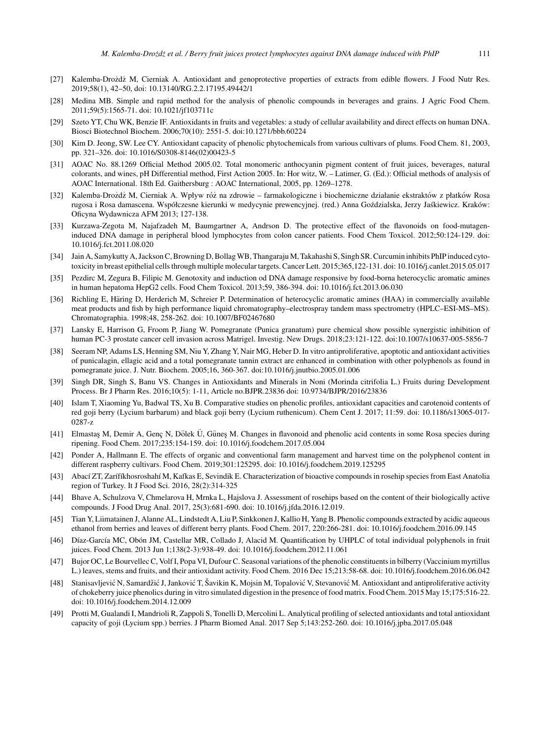[27] Kalemba-Drożdż M, Cierniak A. Antioxidant and genoprotective properties of extracts from edible flowers. J Food Nutr Res. 2019;58(1), 42–50, doi: 10.13140/RG.2.2.17195.49442/1

[28] Medina MB. Simple and rapid method for the analysis of phenolic compounds in beverages and grains. J Agric Food Chem. 2011;59(5):1565-71. doi: 10.1021/jf103711c

[29] Szeto YT, Chu WK, Benzie IF. Antioxidants in fruits and vegetables: a study of cellular availability and direct effects on human DNA. Biosci Biotechnol Biochem. 2006;70(10): 2551-5. doi:10.1271/bbb.60224

[30] Kim D. Jeong, SW. Lee CY. Antioxidant capacity of phenolic phytochemicals from various cultivars of plums. Food Chem. 81, 2003, pp. 321–326. doi: 10.1016/S0308-8146(02)00423-5

[31] AOAC No. 88.1269 Official Method 2005.02. Total monomeric anthocyanin pigment content of fruit juices, beverages, natural colorants, and wines, pH Differential method, First Action 2005. In: Hor witz, W. – Latimer, G. (Ed.): Official methods of analysis of AOAC International. 18th Ed. Gaithersburg : AOAC International, 2005, pp. 1269–1278.

[32] Kalemba-Drożdż M, Cierniak A. Wpływ róż na zdrowie – farmakologiczne i biochemiczne działanie ekstraktów z płatków Rosa rugosa i Rosa damascena. Współczesne kierunki w medycynie prewencyjnej. (red.) Anna Goździalska, Jerzy Jaśkiewicz. Kraków: Oficyna Wydawnicza AFM 2013; 127-138.

[33] Kurzawa-Zegota M, Najafzadeh M, Baumgartner A, Andrson D. The protective effect of the flavonoids on food-mutagen-induced DNA damage in peripheral blood lymphocytes from colon cancer patients. Food Chem Toxicol. 2012;50:124-129. doi: 10.1016/j.fct.2011.08.020

[34] Jain A, Samykutty A, Jackson C, Browning D, Bollag WB, Thangaraju M, Takahashi S, Singh SR. Curcumin inhibits PhIP induced cytotoxicity in breast epithelial cells through multiple molecular targets. Cancer Lett. 2015;365,122-131. doi: 10.1016/j.canlet.2015.05.017

[35] Pezdirc M, Zegura B, Filipic M. Genotoxity and induction od DNA damage responsive by food-borna heterocyclic aromatic amines in human hepatoma HepG2 cells. Food Chem Toxicol. 2013;59, 386-394. doi: 10.1016/j.fct.2013.06.030

[36] Richling E, Häring D, Herderich M, Schreier P. Determination of heterocyclic aromatic amines (HAA) in commercially available meat products and fish by high performance liquid chromatography–electrospray tandem mass spectrometry (HPLC–ESI-MS–MS). Chromatographia. 1998;48, 258-262. doi: 10.1007/BF02467680

[37] Lansky E, Harrison G, Froom P, Jiang W. Pomegranate (Punica granatum) pure chemical show possible synergistic inhibition of human PC-3 prostate cancer cell invasion across Matrigel. Investig. New Drugs. 2018;23:121-122. doi:10.1007/s10637-005-5856-7

[38] Seeram NP, Adams LS, Henning SM, Niu Y, Zhang Y, Nair MG, Heber D. In vitro antiproliferative, apoptotic and antioxidant activities of punicalagin, ellagic acid and a total pomegranate tannin extract are enhanced in combination with other polyphenols as found in pomegranate juice. J. Nutr. Biochem. 2005;16, 360-367. doi:10.1016/j.jnutbio.2005.01.006

[39] Singh DR, Singh S, Banu VS. Changes in Antioxidants and Minerals in Noni (Morinda citrifolia L.) Fruits during Development Process. Br J Pharm Res. 2016;10(5): 1-11, Article no.BJPR.23836 doi: 10.9734/BJPR/2016/23836

[40] Islam T, Xiaoming Yu, Badwal TS, Xu B. Comparative studies on phenolic profiles, antioxidant capacities and carotenoid contents of red goji berry (Lycium barbarum) and black goji berry (Lycium ruthenicum). Chem Cent J. 2017; 11:59. doi: 10.1186/s13065-017-0287-z

[41] Elmastaş M, Demir A, Genç N, Dölek Ü, Güneş M. Changes in flavonoid and phenolic acid contents in some Rosa species during ripening. Food Chem. 2017;235:154-159. doi: 10.1016/j.foodchem.2017.05.004

[42] Ponder A, Hallmann E. The effects of organic and conventional farm management and harvest time on the polyphenol content in different raspberry cultivars. Food Chem. 2019;301:125295. doi: 10.1016/j.foodchem.2019.125295

[43] Abací ZT, Zarífíkhosroshahí M, Kafkas E, Sevindik E. Characterization of bioactive compounds in rosehip species from East Anatolia region of Turkey. It J Food Sci. 2016, 28(2):314-325

[44] Bhave A, Schulzova V, Chmelarova H, Mrnka L, Hajslova J. Assessment of rosehips based on the content of their biologically active compounds. J Food Drug Anal. 2017, 25(3):681-690. doi: 10.1016/j.jfda.2016.12.019.

[45] Tian Y, Liimatainen J, Alanne AL, Lindstedt A, Liu P, Sinkkonen J, Kallio H, Yang B. Phenolic compounds extracted by acidic aqueous ethanol from berries and leaves of different berry plants. Food Chem. 2017, 220:266-281. doi: 10.1016/j.foodchem.2016.09.145

[46] Díaz-García MC, Obón JM, Castellar MR, Collado J, Alacid M. Quantification by UHPLC of total individual polyphenols in fruit juices. Food Chem. 2013 Jun 1;138(2-3):938-49. doi: 10.1016/j.foodchem.2012.11.061

[47] Bujor OC, Le Bourvellec C, Volf I, Popa VI, Dufour C. Seasonal variations of the phenolic constituents in bilberry (Vaccinium myrtillus L.) leaves, stems and fruits, and their antioxidant activity. Food Chem. 2016 Dec 15;213:58-68. doi: 10.1016/j.foodchem.2016.06.042

[48] Stanisavljević N, Samardžić J, Janković T, Šavikin K, Mojsin M, Topalović V, Stevanović M. Antioxidant and antiproliferative activity of chokeberry juice phenolics during in vitro simulated digestion in the presence of food matrix. Food Chem. 2015 May 15;175:516-22. doi: 10.1016/j.foodchem.2014.12.009

[49] Protti M, Gualandi I, Mandrioli R, Zappoli S, Tonelli D, Mercolini L. Analytical profiling of selected antioxidants and total antioxidant capacity of goji (Lycium spp.) berries. J Pharm Biomed Anal. 2017 Sep 5;143:252-260. doi: 10.1016/j.jpba.2017.05.048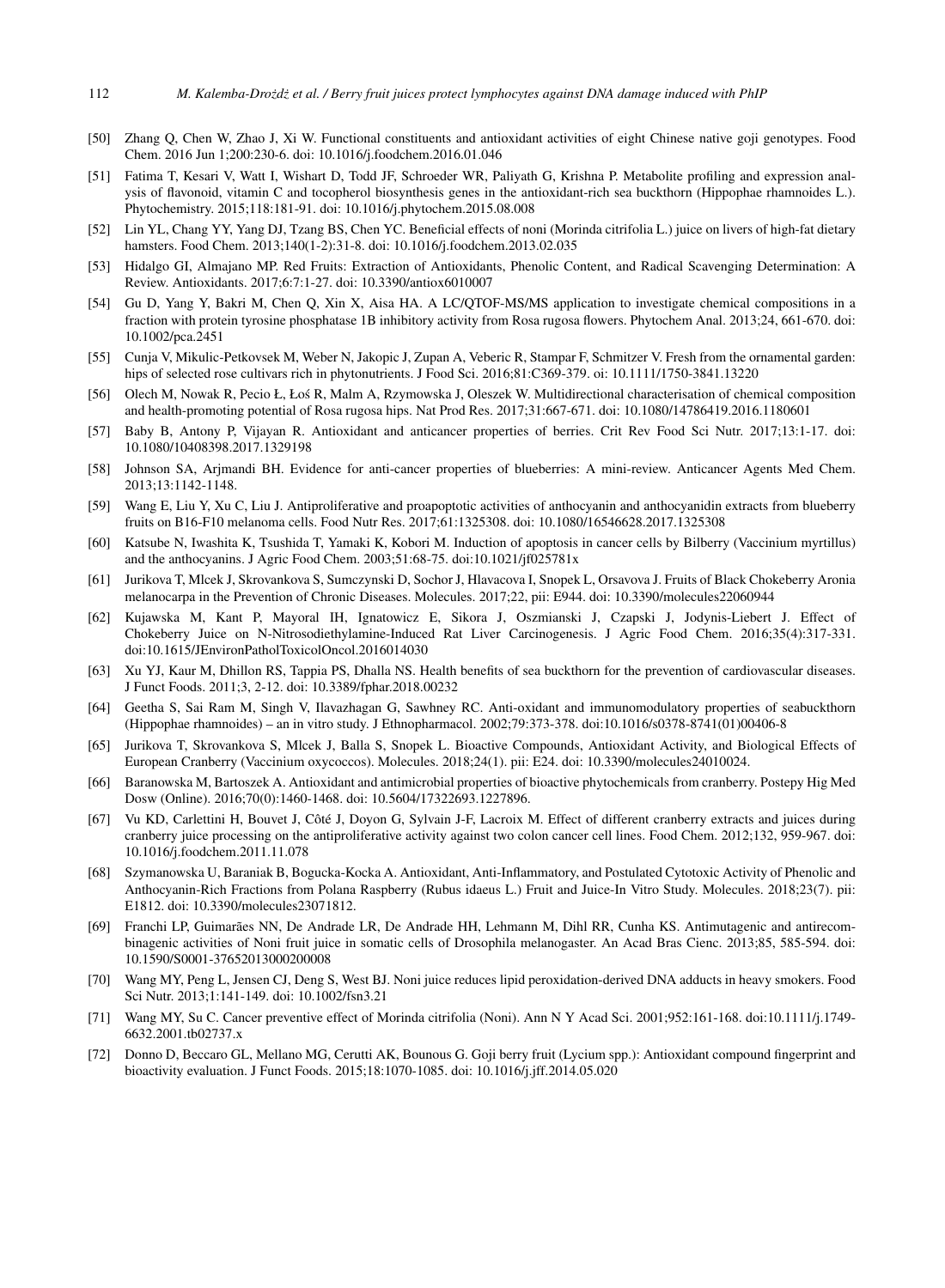[50] Zhang Q, Chen W, Zhao J, Xi W. Functional constituents and antioxidant activities of eight Chinese native goji genotypes. Food Chem. 2016 Jun 1;200:230-6. doi: 10.1016/j.foodchem.2016.01.046

[51] Fatima T, Kesari V, Watt I, Wishart D, Todd JF, Schroeder WR, Paliyath G, Krishna P. Metabolite profiling and expression analysis of flavonoid, vitamin C and tocopherol biosynthesis genes in the antioxidant-rich sea buckthorn (Hippophae rhamnoides L.). Phytochemistry. 2015;118:181-91. doi: 10.1016/j.phytochem.2015.08.008

[52] Lin YL, Chang YY, Yang DJ, Tzang BS, Chen YC. Beneficial effects of noni (Morinda citrifolia L.) juice on livers of high-fat dietary hamsters. Food Chem. 2013;140(1-2):31-8. doi: 10.1016/j.foodchem.2013.02.035

[53] Hidalgo GI, Almajano MP. Red Fruits: Extraction of Antioxidants, Phenolic Content, and Radical Scavenging Determination: A Review. Antioxidants. 2017;6:7:1-27. doi: 10.3390/antiox6010007

[54] Gu D, Yang Y, Bakri M, Chen Q, Xin X, Aisa HA. A LC/QTOF-MS/MS application to investigate chemical compositions in a fraction with protein tyrosine phosphatase 1B inhibitory activity from Rosa rugosa flowers. Phytochem Anal. 2013;24, 661-670. doi: 10.1002/pca.2451

[55] Cunja V, Mikulic-Petkovsek M, Weber N, Jakopic J, Zupan A, Veberic R, Stampar F, Schmitzer V. Fresh from the ornamental garden: hips of selected rose cultivars rich in phytonutrients. J Food Sci. 2016;81:C369-379. oi: 10.1111/1750-3841.13220

[56] Olech M, Nowak R, Pecio Ł, Łoś R, Malm A, Rzymowska J, Oleszek W. Multidirectional characterisation of chemical composition and health-promoting potential of Rosa rugosa hips. Nat Prod Res. 2017;31:667-671. doi: 10.1080/14786419.2016.1180601

[57] Baby B, Antony P, Vijayan R. Antioxidant and anticancer properties of berries. Crit Rev Food Sci Nutr. 2017;13:1-17. doi: 10.1080/10408398.2017.1329198

[58] Johnson SA, Arjmandi BH. Evidence for anti-cancer properties of blueberries: A mini-review. Anticancer Agents Med Chem. 2013;13:1142-1148.

[59] Wang E, Liu Y, Xu C, Liu J. Antiproliferative and proapoptotic activities of anthocyanin and anthocyanidin extracts from blueberry fruits on B16-F10 melanoma cells. Food Nutr Res. 2017;61:1325308. doi: 10.1080/16546628.2017.1325308

[60] Katsube N, Iwashita K, Tsushida T, Yamaki K, Kobori M. Induction of apoptosis in cancer cells by Bilberry (Vaccinium myrtillus) and the anthocyanins. J Agric Food Chem. 2003;51:68-75. doi:10.1021/jf025781x

[61] Jurikova T, Mlcek J, Skrovankova S, Sumczynski D, Sochor J, Hlavacova I, Snopek L, Orsavova J. Fruits of Black Chokeberry Aronia melanocarpa in the Prevention of Chronic Diseases. Molecules. 2017;22, pii: E944. doi: 10.3390/molecules22060944

[62] Kujawska M, Kant P, Mayoral IH, Ignatowicz E, Sikora J, Oszmianski J, Czapski J, Jodynis-Liebert J. Effect of Chokeberry Juice on N-Nitrosodiethylamine-Induced Rat Liver Carcinogenesis. J Agric Food Chem. 2016;35(4):317-331. doi:10.1615/JEnvironPatholToxicolOncol.2016014030

[63] Xu YJ, Kaur M, Dhillon RS, Tappia PS, Dhalla NS. Health benefits of sea buckthorn for the prevention of cardiovascular diseases. J Funct Foods. 2011;3, 2-12. doi: 10.3389/fphar.2018.00232

[64] Geetha S, Sai Ram M, Singh V, Ilavazhagan G, Sawhney RC. Anti-oxidant and immunomodulatory properties of seabuckthorn (Hippophae rhamnoides) – an in vitro study. J Ethnopharmacol. 2002;79:373-378. doi:10.1016/s0378-8741(01)00406-8

[65] Jurikova T, Skrovankova S, Mlcek J, Balla S, Snopek L. Bioactive Compounds, Antioxidant Activity, and Biological Effects of European Cranberry (Vaccinium oxycoccos). Molecules. 2018;24(1). pii: E24. doi: 10.3390/molecules24010024.

[66] Baranowska M, Bartoszek A. Antioxidant and antimicrobial properties of bioactive phytochemicals from cranberry. Postepy Hig Med Dosw (Online). 2016;70(0):1460-1468. doi: 10.5604/17322693.1227896.

[67] Vu KD, Carlettini H, Bouvet J, Côté J, Doyon G, Sylvain J-F, Lacroix M. Effect of different cranberry extracts and juices during cranberry juice processing on the antiproliferative activity against two colon cancer cell lines. Food Chem. 2012;132, 959-967. doi: 10.1016/j.foodchem.2011.11.078

[68] Szymanowska U, Baraniak B, Bogucka-Kocka A. Antioxidant, Anti-Inflammatory, and Postulated Cytotoxic Activity of Phenolic and Anthocyanin-Rich Fractions from Polana Raspberry (Rubus idaeus L.) Fruit and Juice-In Vitro Study. Molecules. 2018;23(7). pii: E1812. doi: 10.3390/molecules23071812.

[69] Franchi LP, Guimarães NN, De Andrade LR, De Andrade HH, Lehmann M, Dihl RR, Cunha KS. Antimutagenic and antirecombinagenic activities of Noni fruit juice in somatic cells of Drosophila melanogaster. An Acad Bras Cienc. 2013;85, 585-594. doi: 10.1590/S0001-37652013000200008

[70] Wang MY, Peng L, Jensen CJ, Deng S, West BJ. Noni juice reduces lipid peroxidation-derived DNA adducts in heavy smokers. Food Sci Nutr. 2013;1:141-149. doi: 10.1002/fsn3.21

[71] Wang MY, Su C. Cancer preventive effect of Morinda citrifolia (Noni). Ann N Y Acad Sci. 2001;952:161-168. doi:10.1111/j.1749-6632.2001.tb02737.x

[72] Donno D, Beccaro GL, Mellano MG, Cerutti AK, Bounous G. Goji berry fruit (Lycium spp.): Antioxidant compound fingerprint and bioactivity evaluation. J Funct Foods. 2015;18:1070-1085. doi: 10.1016/j.jff.2014.05.020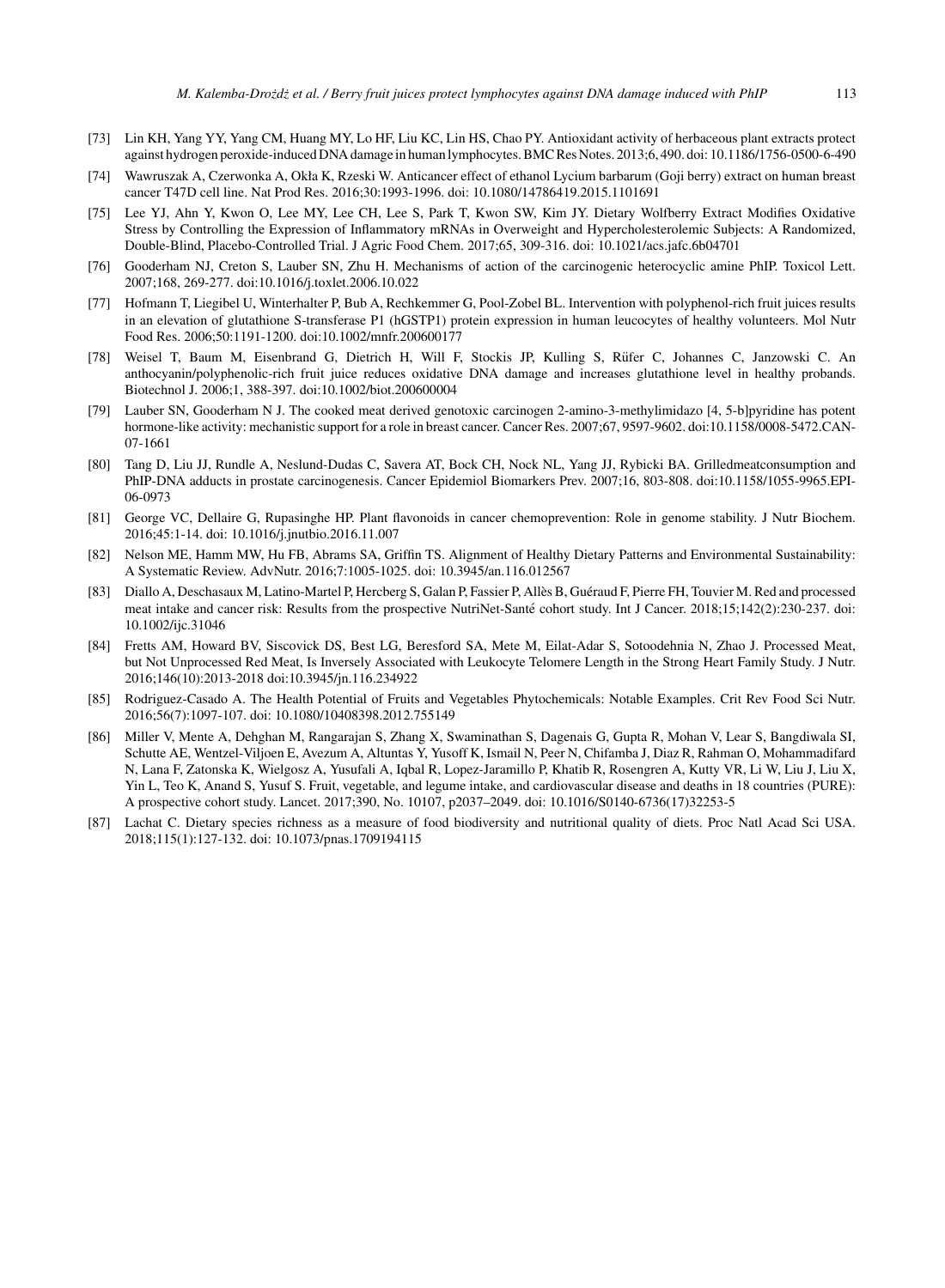[73] Lin KH, Yang YY, Yang CM, Huang MY, Lo HF, Liu KC, Lin HS, Chao PY. Antioxidant activity of herbaceous plant extracts protect against hydrogen peroxide-induced DNA damage in human lymphocytes. BMC Res Notes. 2013;6, 490. doi: 10.1186/1756-0500-6-490

[74] Wawruszak A, Czerwonka A, Okła K, Rzeski W. Anticancer effect of ethanol Lycium barbarum (Goji berry) extract on human breast cancer T47D cell line. Nat Prod Res. 2016;30:1993-1996. doi: 10.1080/14786419.2015.1101691

[75] Lee YJ, Ahn Y, Kwon O, Lee MY, Lee CH, Lee S, Park T, Kwon SW, Kim JY. Dietary Wolfberry Extract Modifies Oxidative Stress by Controlling the Expression of Inflammatory mRNAs in Overweight and Hypercholesterolemic Subjects: A Randomized, Double-Blind, Placebo-Controlled Trial. J Agric Food Chem. 2017;65, 309-316. doi: 10.1021/acs.jafc.6b04701

[76] Gooderham NJ, Creton S, Lauber SN, Zhu H. Mechanisms of action of the carcinogenic heterocyclic amine PhIP. Toxicol Lett. 2007;168, 269-277. doi:10.1016/j.toxlet.2006.10.022

[77] Hofmann T, Liegibel U, Winterhalter P, Bub A, Rechkemmer G, Pool-Zobel BL. Intervention with polyphenol-rich fruit juices results in an elevation of glutathione S-transferase P1 (hGSTP1) protein expression in human leucocytes of healthy volunteers. Mol Nutr Food Res. 2006;50:1191-1200. doi:10.1002/mnfr.200600177

[78] Weisel T, Baum M, Eisenbrand G, Dietrich H, Will F, Stockis JP, Kulling S, Rüfer C, Johannes C, Janzowski C. An anthocyanin/polyphenolic-rich fruit juice reduces oxidative DNA damage and increases glutathione level in healthy probands. Biotechnol J. 2006;1, 388-397. doi:10.1002/biot.200600004

[79] Lauber SN, Gooderham N J. The cooked meat derived genotoxic carcinogen 2-amino-3-methylimidazo [4, 5-b]pyridine has potent hormone-like activity: mechanistic support for a role in breast cancer. Cancer Res. 2007;67, 9597-9602. doi:10.1158/0008-5472.CAN-07-1661

[80] Tang D, Liu JJ, Rundle A, Neslund-Dudas C, Savera AT, Bock CH, Nock NL, Yang JJ, Rybicki BA. Grilledmeatconsumption and PhIP-DNA adducts in prostate carcinogenesis. Cancer Epidemiol Biomarkers Prev. 2007;16, 803-808. doi:10.1158/1055-9965.EPI-06-0973

[81] George VC, Dellaire G, Rupasinghe HP. Plant flavonoids in cancer chemoprevention: Role in genome stability. J Nutr Biochem. 2016;45:1-14. doi: 10.1016/j.jnutbio.2016.11.007

[82] Nelson ME, Hamm MW, Hu FB, Abrams SA, Griffin TS. Alignment of Healthy Dietary Patterns and Environmental Sustainability: A Systematic Review. AdvNutr. 2016;7:1005-1025. doi: 10.3945/an.116.012567

[83] Diallo A, Deschasaux M, Latino-Martel P, Hercberg S, Galan P, Fassier P, Allès B, Guéraud F, Pierre FH, Touvier M. Red and processed meat intake and cancer risk: Results from the prospective NutriNet-Santé cohort study. Int J Cancer. 2018;15;142(2):230-237. doi: 10.1002/ijc.31046

[84] Fretts AM, Howard BV, Siscovick DS, Best LG, Beresford SA, Mete M, Eilat-Adar S, Sotoodehnia N, Zhao J. Processed Meat, but Not Unprocessed Red Meat, Is Inversely Associated with Leukocyte Telomere Length in the Strong Heart Family Study. J Nutr. 2016;146(10):2013-2018 doi:10.3945/jn.116.234922

[85] Rodriguez-Casado A. The Health Potential of Fruits and Vegetables Phytochemicals: Notable Examples. Crit Rev Food Sci Nutr. 2016;56(7):1097-107. doi: 10.1080/10408398.2012.755149

[86] Miller V, Mente A, Dehghan M, Rangarajan S, Zhang X, Swaminathan S, Dagenais G, Gupta R, Mohan V, Lear S, Bangdiwala SI, Schutte AE, Wentzel-Viljoen E, Avezum A, Altuntas Y, Yusoff K, Ismail N, Peer N, Chifamba J, Diaz R, Rahman O, Mohammadifard N, Lana F, Zatonska K, Wielgosz A, Yusufali A, Iqbal R, Lopez-Jaramillo P, Khatib R, Rosengren A, Kutty VR, Li W, Liu J, Liu X, Yin L, Teo K, Anand S, Yusuf S. Fruit, vegetable, and legume intake, and cardiovascular disease and deaths in 18 countries (PURE): A prospective cohort study. Lancet. 2017;390, No. 10107, p2037–2049. doi: 10.1016/S0140-6736(17)32253-5

[87] Lachat C. Dietary species richness as a measure of food biodiversity and nutritional quality of diets. Proc Natl Acad Sci USA. 2018;115(1):127-132. doi: 10.1073/pnas.1709194115